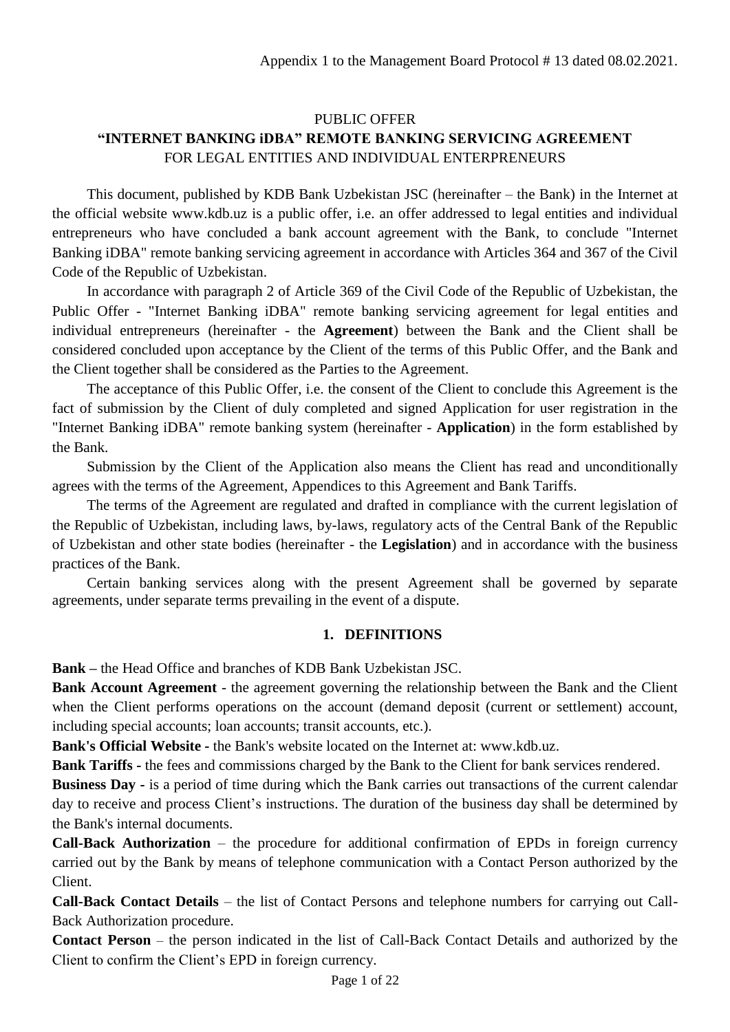Appendix 1 to the Management Board Protocol # 13 dated 08.02.2021.

# PUBLIC OFFER
# "INTERNET BANKING iDBA" REMOTE BANKING SERVICING AGREEMENT
## FOR LEGAL ENTITIES AND INDIVIDUAL ENTREPRENEURS

This document, published by KDB Bank Uzbekistan JSC (hereinafter – the Bank) in the Internet at the official website www.kdb.uz is a public offer, i.e. an offer addressed to legal entities and individual entrepreneurs who have concluded a bank account agreement with the Bank, to conclude "Internet Banking iDBA" remote banking servicing agreement in accordance with Articles 364 and 367 of the Civil Code of the Republic of Uzbekistan.

In accordance with paragraph 2 of Article 369 of the Civil Code of the Republic of Uzbekistan, the Public Offer - "Internet Banking iDBA" remote banking servicing agreement for legal entities and individual entrepreneurs (hereinafter - the **Agreement**) between the Bank and the Client shall be considered concluded upon acceptance by the Client of the terms of this Public Offer, and the Bank and the Client together shall be considered as the Parties to the Agreement.

The acceptance of this Public Offer, i.e. the consent of the Client to conclude this Agreement is the fact of submission by the Client of duly completed and signed Application for user registration in the "Internet Banking iDBA" remote banking system (hereinafter - **Application**) in the form established by the Bank.

Submission by the Client of the Application also means the Client has read and unconditionally agrees with the terms of the Agreement, Appendices to this Agreement and Bank Tariffs.

The terms of the Agreement are regulated and drafted in compliance with the current legislation of the Republic of Uzbekistan, including laws, by-laws, regulatory acts of the Central Bank of the Republic of Uzbekistan and other state bodies (hereinafter - the **Legislation**) and in accordance with the business practices of the Bank.

Certain banking services along with the present Agreement shall be governed by separate agreements, under separate terms prevailing in the event of a dispute.

## 1. DEFINITIONS

**Bank –** the Head Office and branches of KDB Bank Uzbekistan JSC.

**Bank Account Agreement** - the agreement governing the relationship between the Bank and the Client when the Client performs operations on the account (demand deposit (current or settlement) account, including special accounts; loan accounts; transit accounts, etc.).

**Bank's Official Website -** the Bank's website located on the Internet at: www.kdb.uz.

**Bank Tariffs -** the fees and commissions charged by the Bank to the Client for bank services rendered.

**Business Day** - is a period of time during which the Bank carries out transactions of the current calendar day to receive and process Client's instructions. The duration of the business day shall be determined by the Bank's internal documents.

**Call-Back Authorization** – the procedure for additional confirmation of EPDs in foreign currency carried out by the Bank by means of telephone communication with a Contact Person authorized by the Client.

**Call-Back Contact Details** – the list of Contact Persons and telephone numbers for carrying out Call-Back Authorization procedure.

**Contact Person** – the person indicated in the list of Call-Back Contact Details and authorized by the Client to confirm the Client's EPD in foreign currency.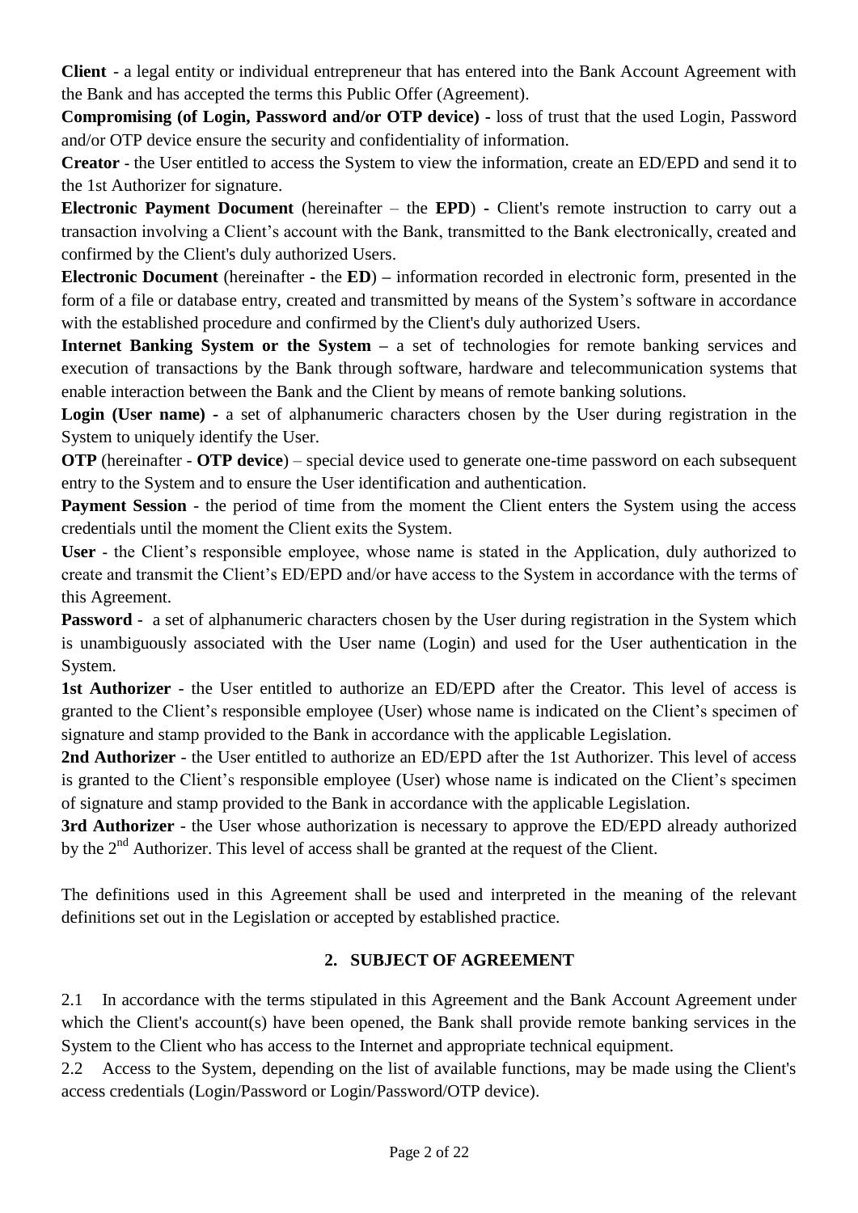**Client** - a legal entity or individual entrepreneur that has entered into the Bank Account Agreement with the Bank and has accepted the terms this Public Offer (Agreement).

**Compromising (of Login, Password and/or OTP device)** - loss of trust that the used Login, Password and/or OTP device ensure the security and confidentiality of information.

**Creator** - the User entitled to access the System to view the information, create an ED/EPD and send it to the 1st Authorizer for signature.

**Electronic Payment Document** (hereinafter – the **EPD**) **-** Client's remote instruction to carry out a transaction involving a Client's account with the Bank, transmitted to the Bank electronically, created and confirmed by the Client's duly authorized Users.

**Electronic Document** (hereinafter **-** the **ED**) **–** information recorded in electronic form, presented in the form of a file or database entry, created and transmitted by means of the System's software in accordance with the established procedure and confirmed by the Client's duly authorized Users.

**Internet Banking System or the System –** a set of technologies for remote banking services and execution of transactions by the Bank through software, hardware and telecommunication systems that enable interaction between the Bank and the Client by means of remote banking solutions.

**Login (User name) -** a set of alphanumeric characters chosen by the User during registration in the System to uniquely identify the User.

**OTP** (hereinafter - **OTP device**) – special device used to generate one-time password on each subsequent entry to the System and to ensure the User identification and authentication.

**Payment Session** - the period of time from the moment the Client enters the System using the access credentials until the moment the Client exits the System.

**User** - the Client's responsible employee, whose name is stated in the Application, duly authorized to create and transmit the Client's ED/EPD and/or have access to the System in accordance with the terms of this Agreement.

**Password** - a set of alphanumeric characters chosen by the User during registration in the System which is unambiguously associated with the User name (Login) and used for the User authentication in the System.

**1st Authorizer** - the User entitled to authorize an ED/EPD after the Creator. This level of access is granted to the Client's responsible employee (User) whose name is indicated on the Client's specimen of signature and stamp provided to the Bank in accordance with the applicable Legislation.

**2nd Authorizer** - the User entitled to authorize an ED/EPD after the 1st Authorizer. This level of access is granted to the Client's responsible employee (User) whose name is indicated on the Client's specimen of signature and stamp provided to the Bank in accordance with the applicable Legislation.

**3rd Authorizer** - the User whose authorization is necessary to approve the ED/EPD already authorized by the 2nd Authorizer. This level of access shall be granted at the request of the Client.

The definitions used in this Agreement shall be used and interpreted in the meaning of the relevant definitions set out in the Legislation or accepted by established practice.

## 2. SUBJECT OF AGREEMENT

2.1 In accordance with the terms stipulated in this Agreement and the Bank Account Agreement under which the Client's account(s) have been opened, the Bank shall provide remote banking services in the System to the Client who has access to the Internet and appropriate technical equipment.

2.2 Access to the System, depending on the list of available functions, may be made using the Client's access credentials (Login/Password or Login/Password/OTP device).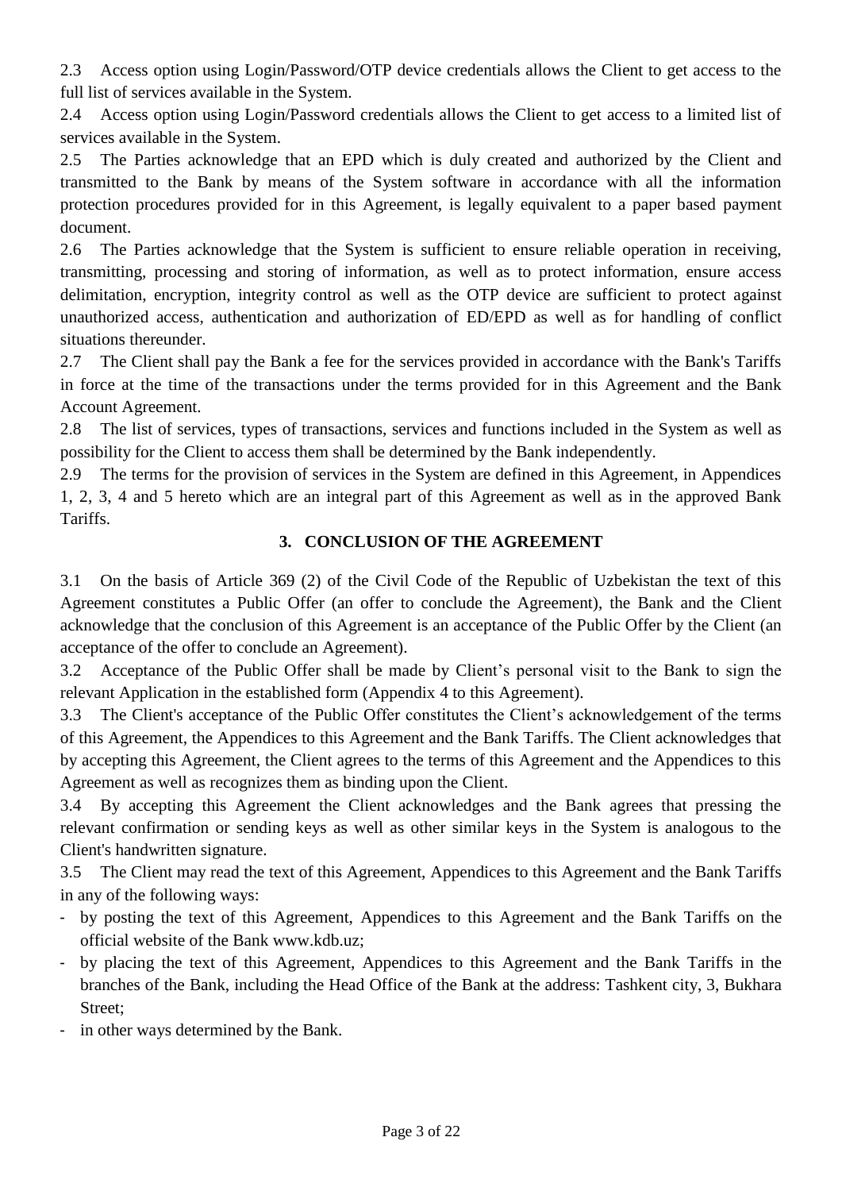2.3 Access option using Login/Password/OTP device credentials allows the Client to get access to the full list of services available in the System.

2.4 Access option using Login/Password credentials allows the Client to get access to a limited list of services available in the System.

2.5 The Parties acknowledge that an EPD which is duly created and authorized by the Client and transmitted to the Bank by means of the System software in accordance with all the information protection procedures provided for in this Agreement, is legally equivalent to a paper based payment document.

2.6 The Parties acknowledge that the System is sufficient to ensure reliable operation in receiving, transmitting, processing and storing of information, as well as to protect information, ensure access delimitation, encryption, integrity control as well as the OTP device are sufficient to protect against unauthorized access, authentication and authorization of ED/EPD as well as for handling of conflict situations thereunder.

2.7 The Client shall pay the Bank a fee for the services provided in accordance with the Bank's Tariffs in force at the time of the transactions under the terms provided for in this Agreement and the Bank Account Agreement.

2.8 The list of services, types of transactions, services and functions included in the System as well as possibility for the Client to access them shall be determined by the Bank independently.

2.9 The terms for the provision of services in the System are defined in this Agreement, in Appendices 1, 2, 3, 4 and 5 hereto which are an integral part of this Agreement as well as in the approved Bank Tariffs.

## 3. CONCLUSION OF THE AGREEMENT

3.1 On the basis of Article 369 (2) of the Civil Code of the Republic of Uzbekistan the text of this Agreement constitutes a Public Offer (an offer to conclude the Agreement), the Bank and the Client acknowledge that the conclusion of this Agreement is an acceptance of the Public Offer by the Client (an acceptance of the offer to conclude an Agreement).

3.2 Acceptance of the Public Offer shall be made by Client's personal visit to the Bank to sign the relevant Application in the established form (Appendix 4 to this Agreement).

3.3 The Client's acceptance of the Public Offer constitutes the Client's acknowledgement of the terms of this Agreement, the Appendices to this Agreement and the Bank Tariffs. The Client acknowledges that by accepting this Agreement, the Client agrees to the terms of this Agreement and the Appendices to this Agreement as well as recognizes them as binding upon the Client.

3.4 By accepting this Agreement the Client acknowledges and the Bank agrees that pressing the relevant confirmation or sending keys as well as other similar keys in the System is analogous to the Client's handwritten signature.

3.5 The Client may read the text of this Agreement, Appendices to this Agreement and the Bank Tariffs in any of the following ways:

- by posting the text of this Agreement, Appendices to this Agreement and the Bank Tariffs on the official website of the Bank www.kdb.uz;
- by placing the text of this Agreement, Appendices to this Agreement and the Bank Tariffs in the branches of the Bank, including the Head Office of the Bank at the address: Tashkent city, 3, Bukhara Street;
- in other ways determined by the Bank.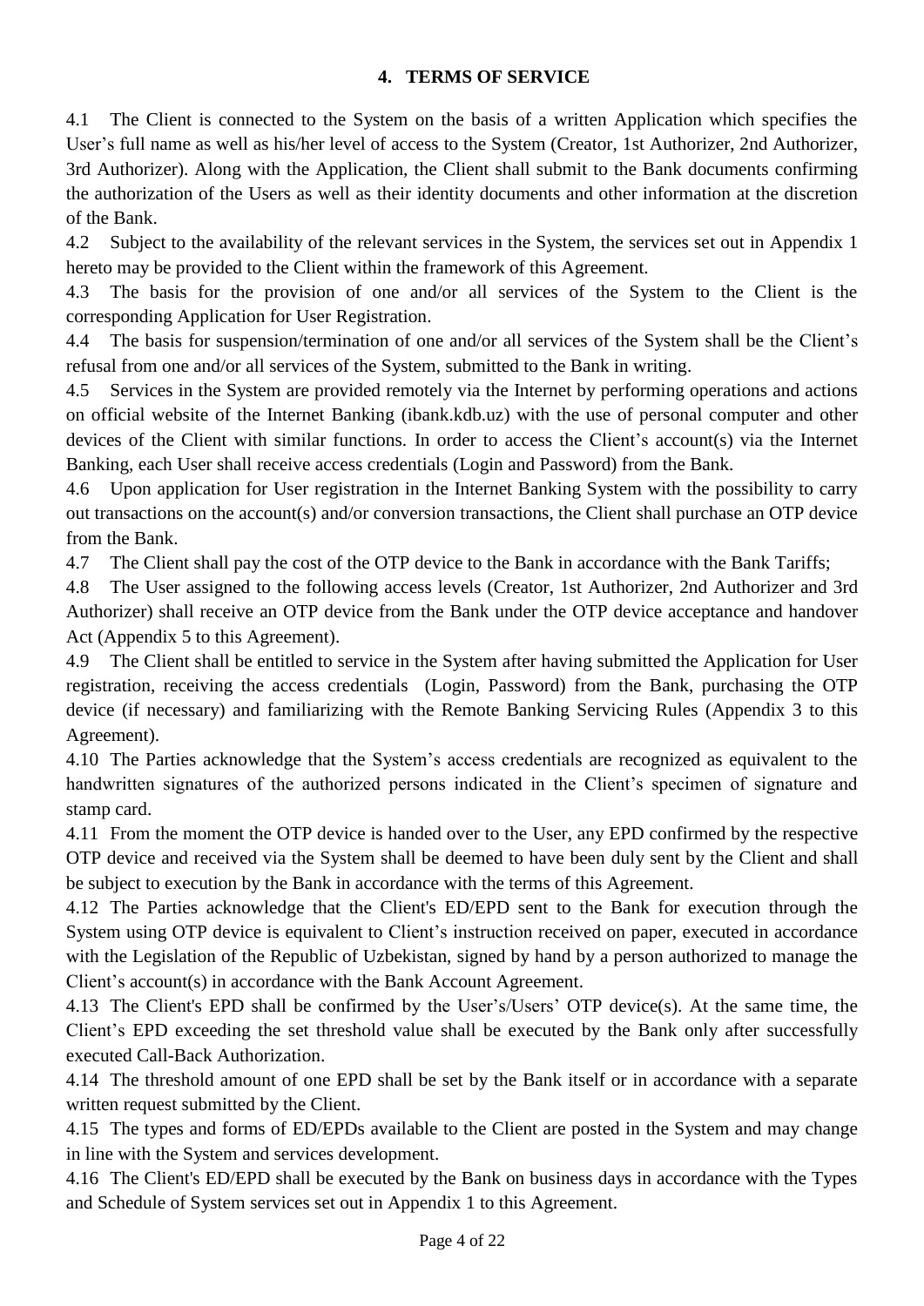## 4. TERMS OF SERVICE

4.1 The Client is connected to the System on the basis of a written Application which specifies the User's full name as well as his/her level of access to the System (Creator, 1st Authorizer, 2nd Authorizer, 3rd Authorizer). Along with the Application, the Client shall submit to the Bank documents confirming the authorization of the Users as well as their identity documents and other information at the discretion of the Bank.

4.2 Subject to the availability of the relevant services in the System, the services set out in Appendix 1 hereto may be provided to the Client within the framework of this Agreement.

4.3 The basis for the provision of one and/or all services of the System to the Client is the corresponding Application for User Registration.

4.4 The basis for suspension/termination of one and/or all services of the System shall be the Client's refusal from one and/or all services of the System, submitted to the Bank in writing.

4.5 Services in the System are provided remotely via the Internet by performing operations and actions on official website of the Internet Banking (ibank.kdb.uz) with the use of personal computer and other devices of the Client with similar functions. In order to access the Client's account(s) via the Internet Banking, each User shall receive access credentials (Login and Password) from the Bank.

4.6 Upon application for User registration in the Internet Banking System with the possibility to carry out transactions on the account(s) and/or conversion transactions, the Client shall purchase an OTP device from the Bank.

4.7 The Client shall pay the cost of the OTP device to the Bank in accordance with the Bank Tariffs;

4.8 The User assigned to the following access levels (Creator, 1st Authorizer, 2nd Authorizer and 3rd Authorizer) shall receive an OTP device from the Bank under the OTP device acceptance and handover Act (Appendix 5 to this Agreement).

4.9 The Client shall be entitled to service in the System after having submitted the Application for User registration, receiving the access credentials (Login, Password) from the Bank, purchasing the OTP device (if necessary) and familiarizing with the Remote Banking Servicing Rules (Appendix 3 to this Agreement).

4.10 The Parties acknowledge that the System's access credentials are recognized as equivalent to the handwritten signatures of the authorized persons indicated in the Client's specimen of signature and stamp card.

4.11 From the moment the OTP device is handed over to the User, any EPD confirmed by the respective OTP device and received via the System shall be deemed to have been duly sent by the Client and shall be subject to execution by the Bank in accordance with the terms of this Agreement.

4.12 The Parties acknowledge that the Client's ED/EPD sent to the Bank for execution through the System using OTP device is equivalent to Client's instruction received on paper, executed in accordance with the Legislation of the Republic of Uzbekistan, signed by hand by a person authorized to manage the Client's account(s) in accordance with the Bank Account Agreement.

4.13 The Client's EPD shall be confirmed by the User's/Users' OTP device(s). At the same time, the Client's EPD exceeding the set threshold value shall be executed by the Bank only after successfully executed Call-Back Authorization.

4.14 The threshold amount of one EPD shall be set by the Bank itself or in accordance with a separate written request submitted by the Client.

4.15 The types and forms of ED/EPDs available to the Client are posted in the System and may change in line with the System and services development.

4.16 The Client's ED/EPD shall be executed by the Bank on business days in accordance with the Types and Schedule of System services set out in Appendix 1 to this Agreement.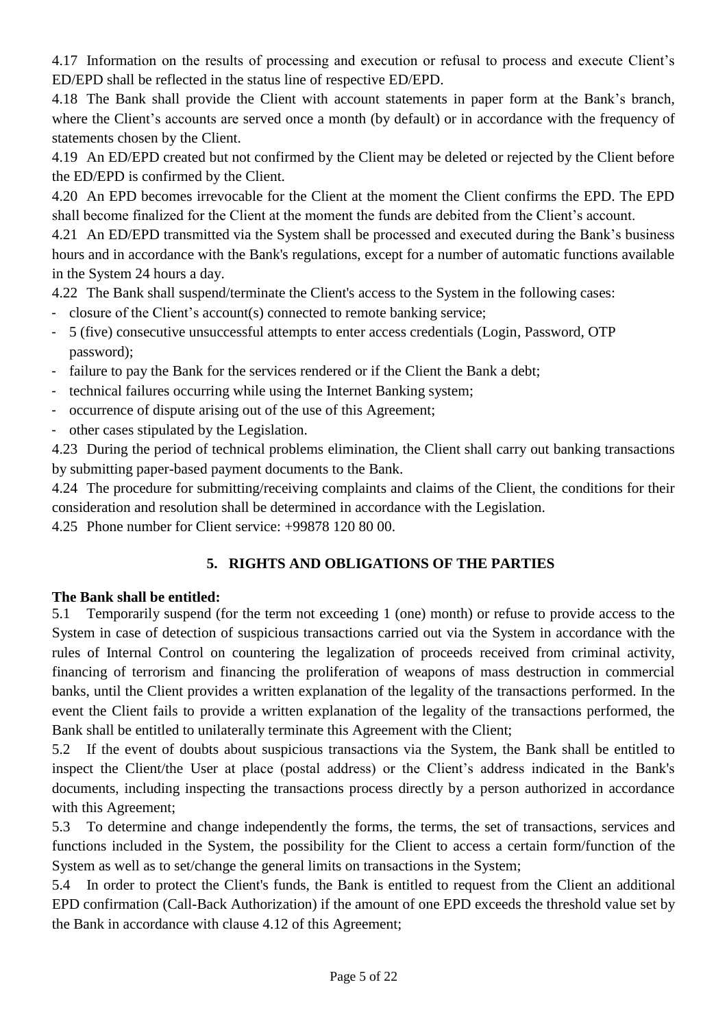4.17 Information on the results of processing and execution or refusal to process and execute Client's ED/EPD shall be reflected in the status line of respective ED/EPD.

4.18 The Bank shall provide the Client with account statements in paper form at the Bank's branch, where the Client's accounts are served once a month (by default) or in accordance with the frequency of statements chosen by the Client.

4.19 An ED/EPD created but not confirmed by the Client may be deleted or rejected by the Client before the ED/EPD is confirmed by the Client.

4.20 An EPD becomes irrevocable for the Client at the moment the Client confirms the EPD. The EPD shall become finalized for the Client at the moment the funds are debited from the Client's account.

4.21 An ED/EPD transmitted via the System shall be processed and executed during the Bank's business hours and in accordance with the Bank's regulations, except for a number of automatic functions available in the System 24 hours a day.

4.22 The Bank shall suspend/terminate the Client's access to the System in the following cases:

- closure of the Client's account(s) connected to remote banking service;
- 5 (five) consecutive unsuccessful attempts to enter access credentials (Login, Password, OTP password);
- failure to pay the Bank for the services rendered or if the Client the Bank a debt;
- technical failures occurring while using the Internet Banking system;
- occurrence of dispute arising out of the use of this Agreement;
- other cases stipulated by the Legislation.

4.23 During the period of technical problems elimination, the Client shall carry out banking transactions by submitting paper-based payment documents to the Bank.

4.24 The procedure for submitting/receiving complaints and claims of the Client, the conditions for their consideration and resolution shall be determined in accordance with the Legislation.

4.25 Phone number for Client service: +99878 120 80 00.

## 5. RIGHTS AND OBLIGATIONS OF THE PARTIES

**The Bank shall be entitled:**

5.1 Temporarily suspend (for the term not exceeding 1 (one) month) or refuse to provide access to the System in case of detection of suspicious transactions carried out via the System in accordance with the rules of Internal Control on countering the legalization of proceeds received from criminal activity, financing of terrorism and financing the proliferation of weapons of mass destruction in commercial banks, until the Client provides a written explanation of the legality of the transactions performed. In the event the Client fails to provide a written explanation of the legality of the transactions performed, the Bank shall be entitled to unilaterally terminate this Agreement with the Client;

5.2 If the event of doubts about suspicious transactions via the System, the Bank shall be entitled to inspect the Client/the User at place (postal address) or the Client's address indicated in the Bank's documents, including inspecting the transactions process directly by a person authorized in accordance with this Agreement;

5.3 To determine and change independently the forms, the terms, the set of transactions, services and functions included in the System, the possibility for the Client to access a certain form/function of the System as well as to set/change the general limits on transactions in the System;

5.4 In order to protect the Client's funds, the Bank is entitled to request from the Client an additional EPD confirmation (Call-Back Authorization) if the amount of one EPD exceeds the threshold value set by the Bank in accordance with clause 4.12 of this Agreement;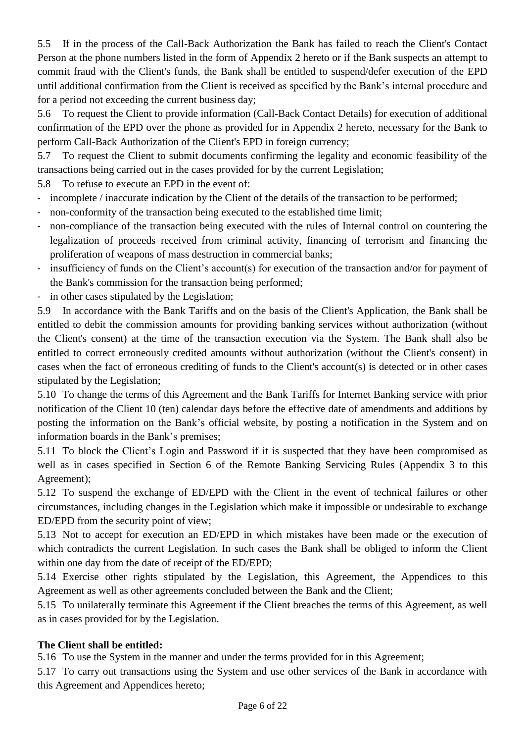5.5 If in the process of the Call-Back Authorization the Bank has failed to reach the Client's Contact Person at the phone numbers listed in the form of Appendix 2 hereto or if the Bank suspects an attempt to commit fraud with the Client's funds, the Bank shall be entitled to suspend/defer execution of the EPD until additional confirmation from the Client is received as specified by the Bank's internal procedure and for a period not exceeding the current business day;

5.6 To request the Client to provide information (Call-Back Contact Details) for execution of additional confirmation of the EPD over the phone as provided for in Appendix 2 hereto, necessary for the Bank to perform Call-Back Authorization of the Client's EPD in foreign currency;

5.7 To request the Client to submit documents confirming the legality and economic feasibility of the transactions being carried out in the cases provided for by the current Legislation;

5.8 To refuse to execute an EPD in the event of:

- incomplete / inaccurate indication by the Client of the details of the transaction to be performed;
- non-conformity of the transaction being executed to the established time limit;
- non-compliance of the transaction being executed with the rules of Internal control on countering the legalization of proceeds received from criminal activity, financing of terrorism and financing the proliferation of weapons of mass destruction in commercial banks;
- insufficiency of funds on the Client's account(s) for execution of the transaction and/or for payment of the Bank's commission for the transaction being performed;
- in other cases stipulated by the Legislation;

5.9 In accordance with the Bank Tariffs and on the basis of the Client's Application, the Bank shall be entitled to debit the commission amounts for providing banking services without authorization (without the Client's consent) at the time of the transaction execution via the System. The Bank shall also be entitled to correct erroneously credited amounts without authorization (without the Client's consent) in cases when the fact of erroneous crediting of funds to the Client's account(s) is detected or in other cases stipulated by the Legislation;

5.10 To change the terms of this Agreement and the Bank Tariffs for Internet Banking service with prior notification of the Client 10 (ten) calendar days before the effective date of amendments and additions by posting the information on the Bank's official website, by posting a notification in the System and on information boards in the Bank's premises;

5.11 To block the Client's Login and Password if it is suspected that they have been compromised as well as in cases specified in Section 6 of the Remote Banking Servicing Rules (Appendix 3 to this Agreement);

5.12 To suspend the exchange of ED/EPD with the Client in the event of technical failures or other circumstances, including changes in the Legislation which make it impossible or undesirable to exchange ED/EPD from the security point of view;

5.13 Not to accept for execution an ED/EPD in which mistakes have been made or the execution of which contradicts the current Legislation. In such cases the Bank shall be obliged to inform the Client within one day from the date of receipt of the ED/EPD;

5.14 Exercise other rights stipulated by the Legislation, this Agreement, the Appendices to this Agreement as well as other agreements concluded between the Bank and the Client;

5.15 To unilaterally terminate this Agreement if the Client breaches the terms of this Agreement, as well as in cases provided for by the Legislation.

**The Client shall be entitled:**

5.16 To use the System in the manner and under the terms provided for in this Agreement;

5.17 To carry out transactions using the System and use other services of the Bank in accordance with this Agreement and Appendices hereto;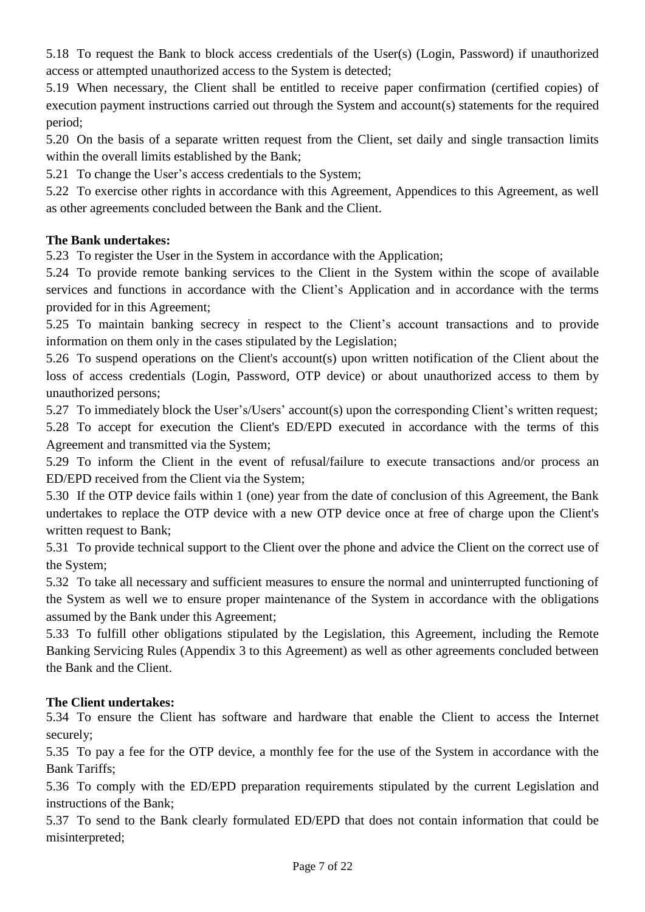5.18 To request the Bank to block access credentials of the User(s) (Login, Password) if unauthorized access or attempted unauthorized access to the System is detected;

5.19 When necessary, the Client shall be entitled to receive paper confirmation (certified copies) of execution payment instructions carried out through the System and account(s) statements for the required period;

5.20 On the basis of a separate written request from the Client, set daily and single transaction limits within the overall limits established by the Bank;

5.21 To change the User's access credentials to the System;

5.22 To exercise other rights in accordance with this Agreement, Appendices to this Agreement, as well as other agreements concluded between the Bank and the Client.

**The Bank undertakes:**

5.23 To register the User in the System in accordance with the Application;

5.24 To provide remote banking services to the Client in the System within the scope of available services and functions in accordance with the Client's Application and in accordance with the terms provided for in this Agreement;

5.25 To maintain banking secrecy in respect to the Client's account transactions and to provide information on them only in the cases stipulated by the Legislation;

5.26 To suspend operations on the Client's account(s) upon written notification of the Client about the loss of access credentials (Login, Password, OTP device) or about unauthorized access to them by unauthorized persons;

5.27 To immediately block the User's/Users' account(s) upon the corresponding Client's written request;

5.28 To accept for execution the Client's ED/EPD executed in accordance with the terms of this Agreement and transmitted via the System;

5.29 To inform the Client in the event of refusal/failure to execute transactions and/or process an ED/EPD received from the Client via the System;

5.30 If the OTP device fails within 1 (one) year from the date of conclusion of this Agreement, the Bank undertakes to replace the OTP device with a new OTP device once at free of charge upon the Client's written request to Bank;

5.31 To provide technical support to the Client over the phone and advice the Client on the correct use of the System;

5.32 To take all necessary and sufficient measures to ensure the normal and uninterrupted functioning of the System as well we to ensure proper maintenance of the System in accordance with the obligations assumed by the Bank under this Agreement;

5.33 To fulfill other obligations stipulated by the Legislation, this Agreement, including the Remote Banking Servicing Rules (Appendix 3 to this Agreement) as well as other agreements concluded between the Bank and the Client.

**The Client undertakes:**

5.34 To ensure the Client has software and hardware that enable the Client to access the Internet securely;

5.35 To pay a fee for the OTP device, a monthly fee for the use of the System in accordance with the Bank Tariffs;

5.36 To comply with the ED/EPD preparation requirements stipulated by the current Legislation and instructions of the Bank;

5.37 To send to the Bank clearly formulated ED/EPD that does not contain information that could be misinterpreted;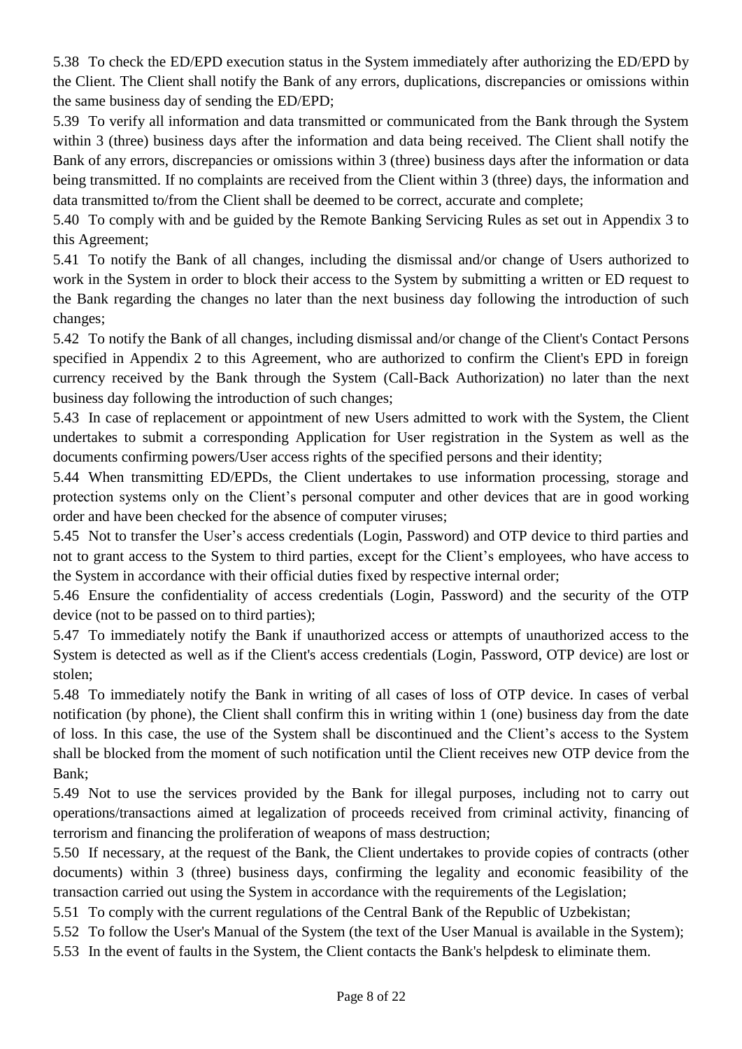5.38 To check the ED/EPD execution status in the System immediately after authorizing the ED/EPD by the Client. The Client shall notify the Bank of any errors, duplications, discrepancies or omissions within the same business day of sending the ED/EPD;

5.39 To verify all information and data transmitted or communicated from the Bank through the System within 3 (three) business days after the information and data being received. The Client shall notify the Bank of any errors, discrepancies or omissions within 3 (three) business days after the information or data being transmitted. If no complaints are received from the Client within 3 (three) days, the information and data transmitted to/from the Client shall be deemed to be correct, accurate and complete;

5.40 To comply with and be guided by the Remote Banking Servicing Rules as set out in Appendix 3 to this Agreement;

5.41 To notify the Bank of all changes, including the dismissal and/or change of Users authorized to work in the System in order to block their access to the System by submitting a written or ED request to the Bank regarding the changes no later than the next business day following the introduction of such changes;

5.42 To notify the Bank of all changes, including dismissal and/or change of the Client's Contact Persons specified in Appendix 2 to this Agreement, who are authorized to confirm the Client's EPD in foreign currency received by the Bank through the System (Call-Back Authorization) no later than the next business day following the introduction of such changes;

5.43 In case of replacement or appointment of new Users admitted to work with the System, the Client undertakes to submit a corresponding Application for User registration in the System as well as the documents confirming powers/User access rights of the specified persons and their identity;

5.44 When transmitting ED/EPDs, the Client undertakes to use information processing, storage and protection systems only on the Client's personal computer and other devices that are in good working order and have been checked for the absence of computer viruses;

5.45 Not to transfer the User's access credentials (Login, Password) and OTP device to third parties and not to grant access to the System to third parties, except for the Client's employees, who have access to the System in accordance with their official duties fixed by respective internal order;

5.46 Ensure the confidentiality of access credentials (Login, Password) and the security of the OTP device (not to be passed on to third parties);

5.47 To immediately notify the Bank if unauthorized access or attempts of unauthorized access to the System is detected as well as if the Client's access credentials (Login, Password, OTP device) are lost or stolen;

5.48 To immediately notify the Bank in writing of all cases of loss of OTP device. In cases of verbal notification (by phone), the Client shall confirm this in writing within 1 (one) business day from the date of loss. In this case, the use of the System shall be discontinued and the Client's access to the System shall be blocked from the moment of such notification until the Client receives new OTP device from the Bank;

5.49 Not to use the services provided by the Bank for illegal purposes, including not to carry out operations/transactions aimed at legalization of proceeds received from criminal activity, financing of terrorism and financing the proliferation of weapons of mass destruction;

5.50 If necessary, at the request of the Bank, the Client undertakes to provide copies of contracts (other documents) within 3 (three) business days, confirming the legality and economic feasibility of the transaction carried out using the System in accordance with the requirements of the Legislation;

5.51 To comply with the current regulations of the Central Bank of the Republic of Uzbekistan;

5.52 To follow the User's Manual of the System (the text of the User Manual is available in the System);

5.53 In the event of faults in the System, the Client contacts the Bank's helpdesk to eliminate them.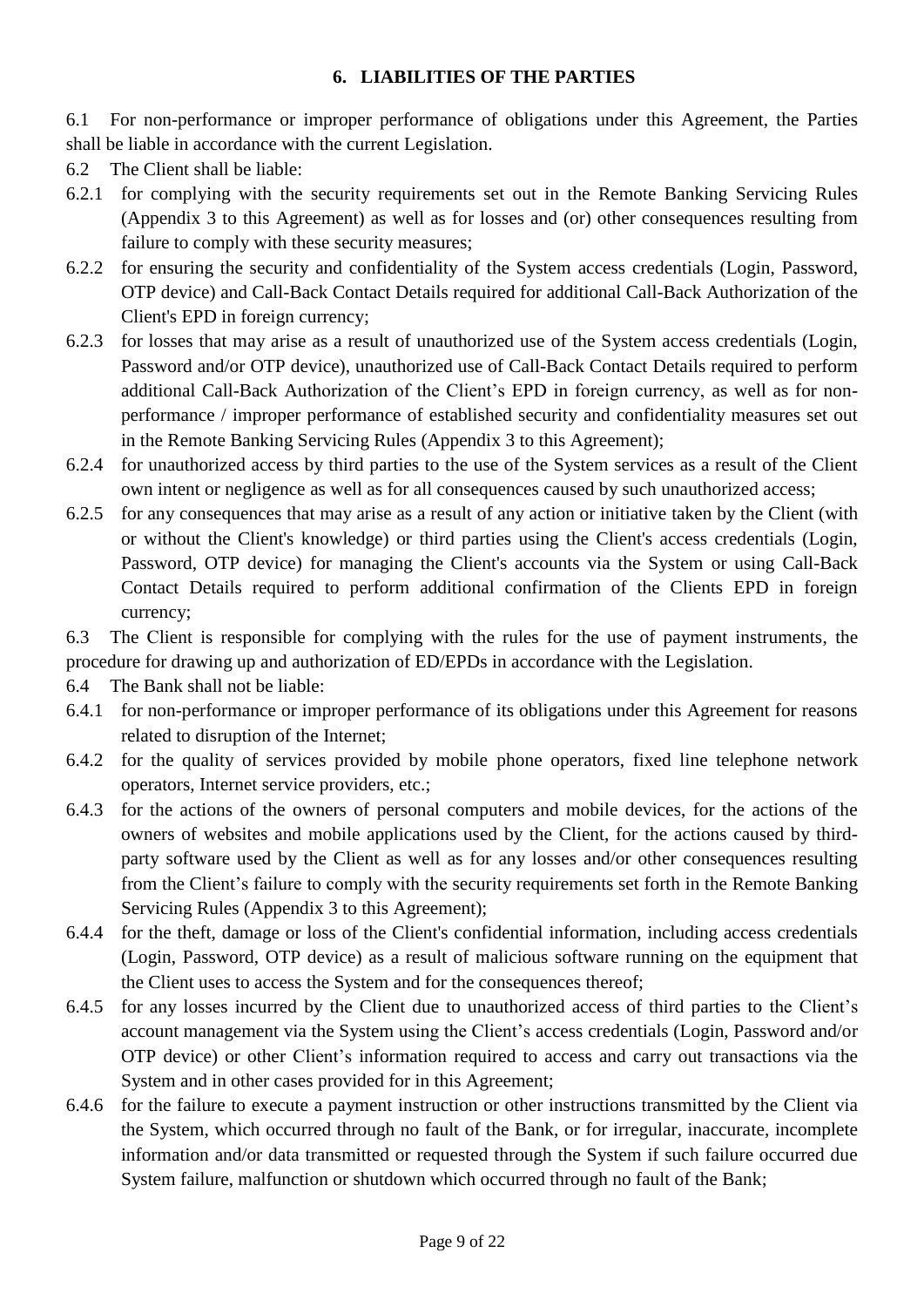## 6. LIABILITIES OF THE PARTIES

6.1 For non-performance or improper performance of obligations under this Agreement, the Parties shall be liable in accordance with the current Legislation.

6.2 The Client shall be liable:

6.2.1 for complying with the security requirements set out in the Remote Banking Servicing Rules (Appendix 3 to this Agreement) as well as for losses and (or) other consequences resulting from failure to comply with these security measures;

6.2.2 for ensuring the security and confidentiality of the System access credentials (Login, Password, OTP device) and Call-Back Contact Details required for additional Call-Back Authorization of the Client's EPD in foreign currency;

6.2.3 for losses that may arise as a result of unauthorized use of the System access credentials (Login, Password and/or OTP device), unauthorized use of Call-Back Contact Details required to perform additional Call-Back Authorization of the Client's EPD in foreign currency, as well as for non-performance / improper performance of established security and confidentiality measures set out in the Remote Banking Servicing Rules (Appendix 3 to this Agreement);

6.2.4 for unauthorized access by third parties to the use of the System services as a result of the Client own intent or negligence as well as for all consequences caused by such unauthorized access;

6.2.5 for any consequences that may arise as a result of any action or initiative taken by the Client (with or without the Client's knowledge) or third parties using the Client's access credentials (Login, Password, OTP device) for managing the Client's accounts via the System or using Call-Back Contact Details required to perform additional confirmation of the Clients EPD in foreign currency;

6.3 The Client is responsible for complying with the rules for the use of payment instruments, the procedure for drawing up and authorization of ED/EPDs in accordance with the Legislation.

6.4 The Bank shall not be liable:

6.4.1 for non-performance or improper performance of its obligations under this Agreement for reasons related to disruption of the Internet;

6.4.2 for the quality of services provided by mobile phone operators, fixed line telephone network operators, Internet service providers, etc.;

6.4.3 for the actions of the owners of personal computers and mobile devices, for the actions of the owners of websites and mobile applications used by the Client, for the actions caused by third-party software used by the Client as well as for any losses and/or other consequences resulting from the Client's failure to comply with the security requirements set forth in the Remote Banking Servicing Rules (Appendix 3 to this Agreement);

6.4.4 for the theft, damage or loss of the Client's confidential information, including access credentials (Login, Password, OTP device) as a result of malicious software running on the equipment that the Client uses to access the System and for the consequences thereof;

6.4.5 for any losses incurred by the Client due to unauthorized access of third parties to the Client's account management via the System using the Client's access credentials (Login, Password and/or OTP device) or other Client's information required to access and carry out transactions via the System and in other cases provided for in this Agreement;

6.4.6 for the failure to execute a payment instruction or other instructions transmitted by the Client via the System, which occurred through no fault of the Bank, or for irregular, inaccurate, incomplete information and/or data transmitted or requested through the System if such failure occurred due System failure, malfunction or shutdown which occurred through no fault of the Bank;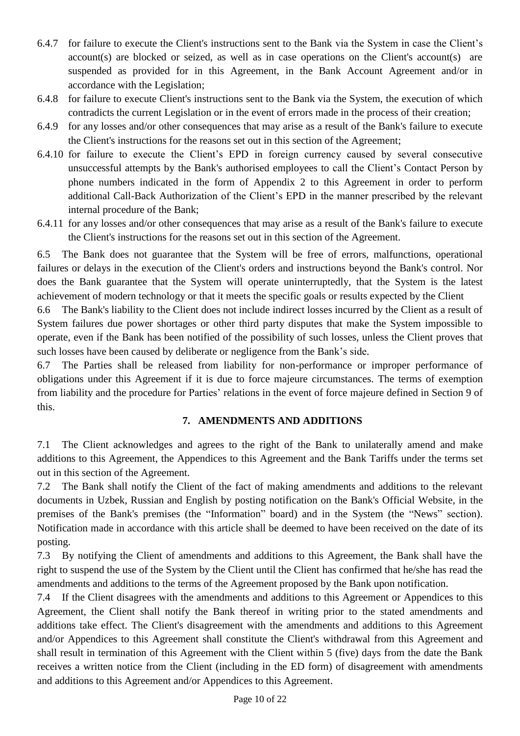6.4.7 for failure to execute the Client's instructions sent to the Bank via the System in case the Client’s account(s) are blocked or seized, as well as in case operations on the Client's account(s) are suspended as provided for in this Agreement, in the Bank Account Agreement and/or in accordance with the Legislation;

6.4.8 for failure to execute Client's instructions sent to the Bank via the System, the execution of which contradicts the current Legislation or in the event of errors made in the process of their creation;

6.4.9 for any losses and/or other consequences that may arise as a result of the Bank's failure to execute the Client's instructions for the reasons set out in this section of the Agreement;

6.4.10 for failure to execute the Client’s EPD in foreign currency caused by several consecutive unsuccessful attempts by the Bank's authorised employees to call the Client’s Contact Person by phone numbers indicated in the form of Appendix 2 to this Agreement in order to perform additional Call-Back Authorization of the Client’s EPD in the manner prescribed by the relevant internal procedure of the Bank;

6.4.11 for any losses and/or other consequences that may arise as a result of the Bank's failure to execute the Client's instructions for the reasons set out in this section of the Agreement.

6.5 The Bank does not guarantee that the System will be free of errors, malfunctions, operational failures or delays in the execution of the Client's orders and instructions beyond the Bank's control. Nor does the Bank guarantee that the System will operate uninterruptedly, that the System is the latest achievement of modern technology or that it meets the specific goals or results expected by the Client

6.6 The Bank's liability to the Client does not include indirect losses incurred by the Client as a result of System failures due power shortages or other third party disputes that make the System impossible to operate, even if the Bank has been notified of the possibility of such losses, unless the Client proves that such losses have been caused by deliberate or negligence from the Bank’s side.

6.7 The Parties shall be released from liability for non-performance or improper performance of obligations under this Agreement if it is due to force majeure circumstances. The terms of exemption from liability and the procedure for Parties’ relations in the event of force majeure defined in Section 9 of this.

## 7. AMENDMENTS AND ADDITIONS

7.1 The Client acknowledges and agrees to the right of the Bank to unilaterally amend and make additions to this Agreement, the Appendices to this Agreement and the Bank Tariffs under the terms set out in this section of the Agreement.

7.2 The Bank shall notify the Client of the fact of making amendments and additions to the relevant documents in Uzbek, Russian and English by posting notification on the Bank's Official Website, in the premises of the Bank's premises (the “Information” board) and in the System (the “News” section). Notification made in accordance with this article shall be deemed to have been received on the date of its posting.

7.3 By notifying the Client of amendments and additions to this Agreement, the Bank shall have the right to suspend the use of the System by the Client until the Client has confirmed that he/she has read the amendments and additions to the terms of the Agreement proposed by the Bank upon notification.

7.4 If the Client disagrees with the amendments and additions to this Agreement or Appendices to this Agreement, the Client shall notify the Bank thereof in writing prior to the stated amendments and additions take effect. The Client's disagreement with the amendments and additions to this Agreement and/or Appendices to this Agreement shall constitute the Client's withdrawal from this Agreement and shall result in termination of this Agreement with the Client within 5 (five) days from the date the Bank receives a written notice from the Client (including in the ED form) of disagreement with amendments and additions to this Agreement and/or Appendices to this Agreement.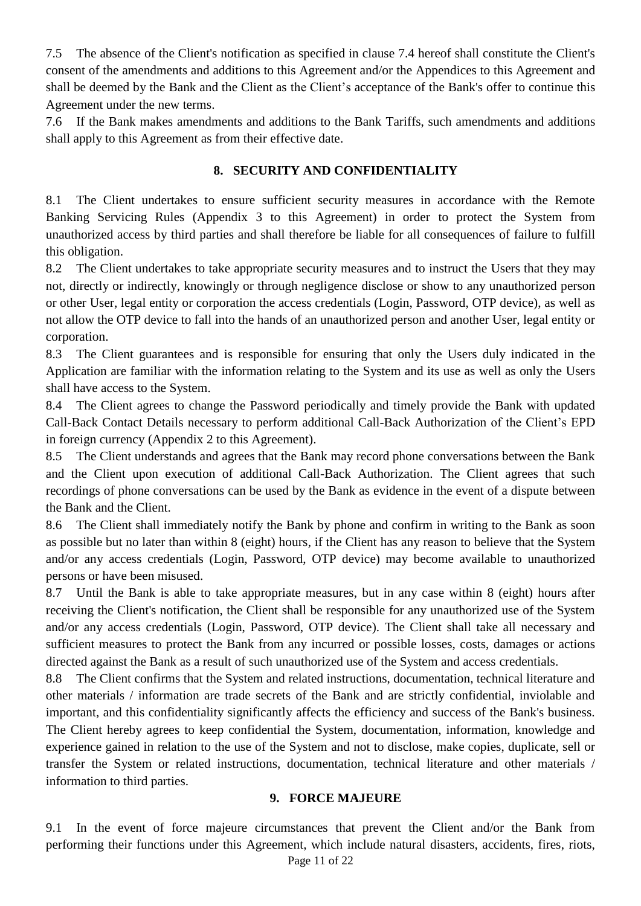7.5 The absence of the Client's notification as specified in clause 7.4 hereof shall constitute the Client's consent of the amendments and additions to this Agreement and/or the Appendices to this Agreement and shall be deemed by the Bank and the Client as the Client's acceptance of the Bank's offer to continue this Agreement under the new terms.

7.6 If the Bank makes amendments and additions to the Bank Tariffs, such amendments and additions shall apply to this Agreement as from their effective date.

## 8. SECURITY AND CONFIDENTIALITY

8.1 The Client undertakes to ensure sufficient security measures in accordance with the Remote Banking Servicing Rules (Appendix 3 to this Agreement) in order to protect the System from unauthorized access by third parties and shall therefore be liable for all consequences of failure to fulfill this obligation.

8.2 The Client undertakes to take appropriate security measures and to instruct the Users that they may not, directly or indirectly, knowingly or through negligence disclose or show to any unauthorized person or other User, legal entity or corporation the access credentials (Login, Password, OTP device), as well as not allow the OTP device to fall into the hands of an unauthorized person and another User, legal entity or corporation.

8.3 The Client guarantees and is responsible for ensuring that only the Users duly indicated in the Application are familiar with the information relating to the System and its use as well as only the Users shall have access to the System.

8.4 The Client agrees to change the Password periodically and timely provide the Bank with updated Call-Back Contact Details necessary to perform additional Call-Back Authorization of the Client's EPD in foreign currency (Appendix 2 to this Agreement).

8.5 The Client understands and agrees that the Bank may record phone conversations between the Bank and the Client upon execution of additional Call-Back Authorization. The Client agrees that such recordings of phone conversations can be used by the Bank as evidence in the event of a dispute between the Bank and the Client.

8.6 The Client shall immediately notify the Bank by phone and confirm in writing to the Bank as soon as possible but no later than within 8 (eight) hours, if the Client has any reason to believe that the System and/or any access credentials (Login, Password, OTP device) may become available to unauthorized persons or have been misused.

8.7 Until the Bank is able to take appropriate measures, but in any case within 8 (eight) hours after receiving the Client's notification, the Client shall be responsible for any unauthorized use of the System and/or any access credentials (Login, Password, OTP device). The Client shall take all necessary and sufficient measures to protect the Bank from any incurred or possible losses, costs, damages or actions directed against the Bank as a result of such unauthorized use of the System and access credentials.

8.8 The Client confirms that the System and related instructions, documentation, technical literature and other materials / information are trade secrets of the Bank and are strictly confidential, inviolable and important, and this confidentiality significantly affects the efficiency and success of the Bank's business. The Client hereby agrees to keep confidential the System, documentation, information, knowledge and experience gained in relation to the use of the System and not to disclose, make copies, duplicate, sell or transfer the System or related instructions, documentation, technical literature and other materials / information to third parties.

## 9. FORCE MAJEURE

9.1 In the event of force majeure circumstances that prevent the Client and/or the Bank from performing their functions under this Agreement, which include natural disasters, accidents, fires, riots,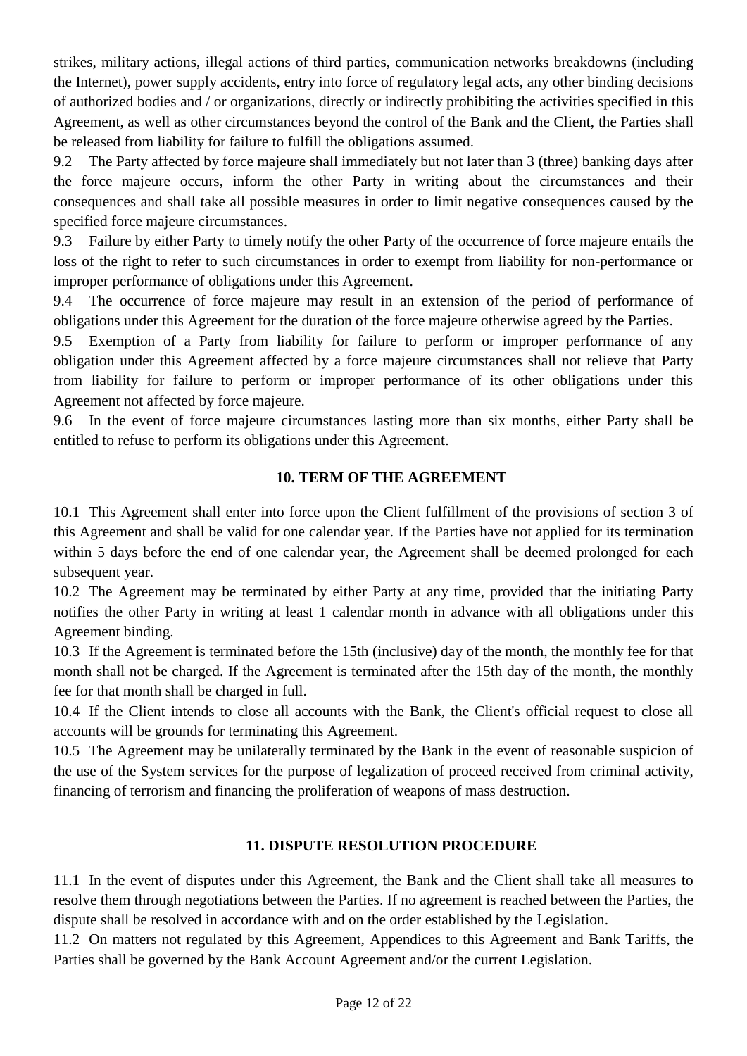strikes, military actions, illegal actions of third parties, communication networks breakdowns (including the Internet), power supply accidents, entry into force of regulatory legal acts, any other binding decisions of authorized bodies and / or organizations, directly or indirectly prohibiting the activities specified in this Agreement, as well as other circumstances beyond the control of the Bank and the Client, the Parties shall be released from liability for failure to fulfill the obligations assumed.

9.2 The Party affected by force majeure shall immediately but not later than 3 (three) banking days after the force majeure occurs, inform the other Party in writing about the circumstances and their consequences and shall take all possible measures in order to limit negative consequences caused by the specified force majeure circumstances.

9.3 Failure by either Party to timely notify the other Party of the occurrence of force majeure entails the loss of the right to refer to such circumstances in order to exempt from liability for non-performance or improper performance of obligations under this Agreement.

9.4 The occurrence of force majeure may result in an extension of the period of performance of obligations under this Agreement for the duration of the force majeure otherwise agreed by the Parties.

9.5 Exemption of a Party from liability for failure to perform or improper performance of any obligation under this Agreement affected by a force majeure circumstances shall not relieve that Party from liability for failure to perform or improper performance of its other obligations under this Agreement not affected by force majeure.

9.6 In the event of force majeure circumstances lasting more than six months, either Party shall be entitled to refuse to perform its obligations under this Agreement.

## 10. TERM OF THE AGREEMENT

10.1 This Agreement shall enter into force upon the Client fulfillment of the provisions of section 3 of this Agreement and shall be valid for one calendar year. If the Parties have not applied for its termination within 5 days before the end of one calendar year, the Agreement shall be deemed prolonged for each subsequent year.

10.2 The Agreement may be terminated by either Party at any time, provided that the initiating Party notifies the other Party in writing at least 1 calendar month in advance with all obligations under this Agreement binding.

10.3 If the Agreement is terminated before the 15th (inclusive) day of the month, the monthly fee for that month shall not be charged. If the Agreement is terminated after the 15th day of the month, the monthly fee for that month shall be charged in full.

10.4 If the Client intends to close all accounts with the Bank, the Client's official request to close all accounts will be grounds for terminating this Agreement.

10.5 The Agreement may be unilaterally terminated by the Bank in the event of reasonable suspicion of the use of the System services for the purpose of legalization of proceed received from criminal activity, financing of terrorism and financing the proliferation of weapons of mass destruction.

## 11. DISPUTE RESOLUTION PROCEDURE

11.1 In the event of disputes under this Agreement, the Bank and the Client shall take all measures to resolve them through negotiations between the Parties. If no agreement is reached between the Parties, the dispute shall be resolved in accordance with and on the order established by the Legislation.

11.2 On matters not regulated by this Agreement, Appendices to this Agreement and Bank Tariffs, the Parties shall be governed by the Bank Account Agreement and/or the current Legislation.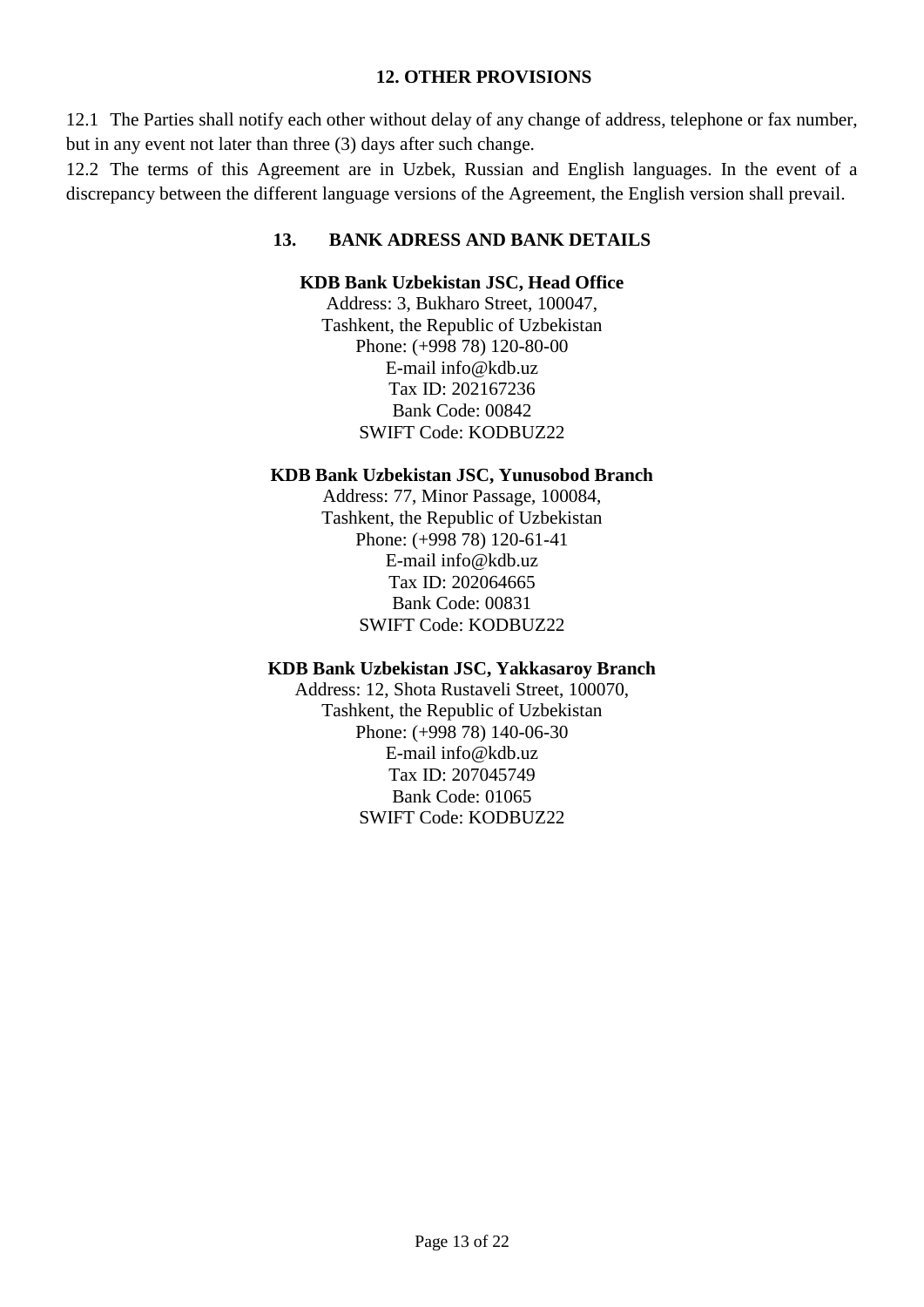## 12. OTHER PROVISIONS

12.1 The Parties shall notify each other without delay of any change of address, telephone or fax number, but in any event not later than three (3) days after such change.

12.2 The terms of this Agreement are in Uzbek, Russian and English languages. In the event of a discrepancy between the different language versions of the Agreement, the English version shall prevail.

## 13. BANK ADRESS AND BANK DETAILS

**KDB Bank Uzbekistan JSC, Head Office**
Address: 3, Bukharo Street, 100047,
Tashkent, the Republic of Uzbekistan
Phone: (+998 78) 120-80-00
E-mail info@kdb.uz
Tax ID: 202167236
Bank Code: 00842
SWIFT Code: KODBUZ22

**KDB Bank Uzbekistan JSC, Yunusobod Branch**
Address: 77, Minor Passage, 100084,
Tashkent, the Republic of Uzbekistan
Phone: (+998 78) 120-61-41
E-mail info@kdb.uz
Tax ID: 202064665
Bank Code: 00831
SWIFT Code: KODBUZ22

**KDB Bank Uzbekistan JSC, Yakkasaroy Branch**
Address: 12, Shota Rustaveli Street, 100070,
Tashkent, the Republic of Uzbekistan
Phone: (+998 78) 140-06-30
E-mail info@kdb.uz
Tax ID: 207045749
Bank Code: 01065
SWIFT Code: KODBUZ22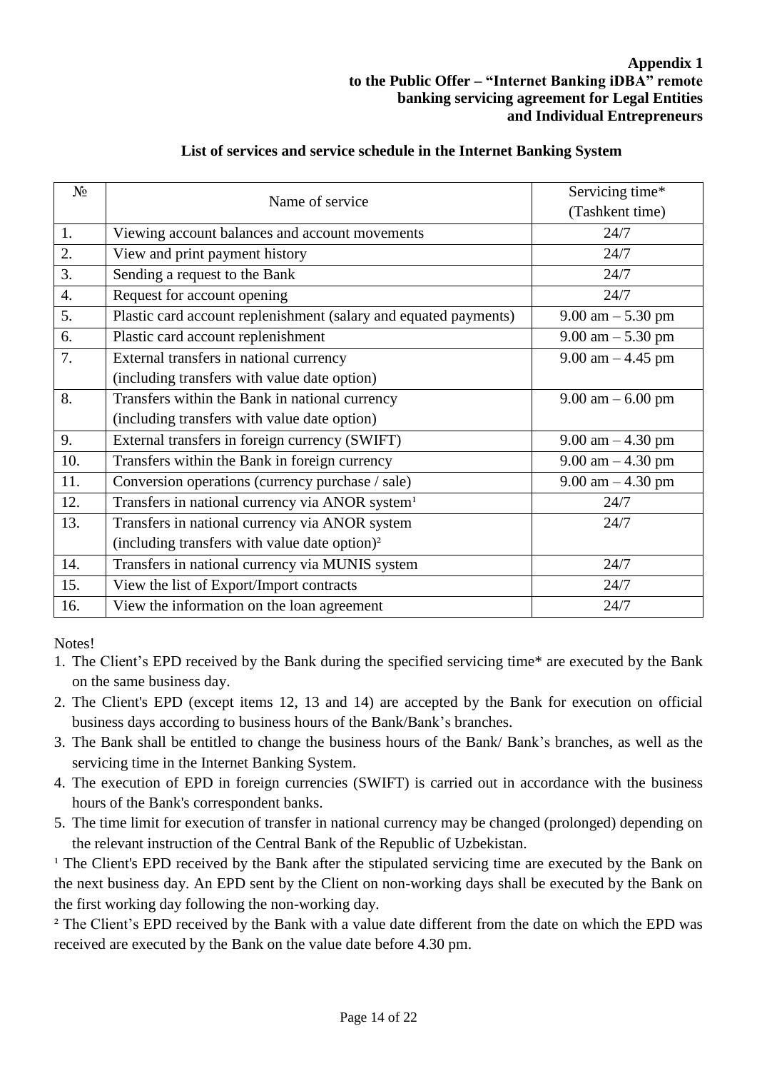**Appendix 1**
**to the Public Offer – "Internet Banking iDBA" remote banking servicing agreement for Legal Entities and Individual Entrepreneurs**

## List of services and service schedule in the Internet Banking System

| № | Name of service | Servicing time* (Tashkent time) |
|---|---|---|
| 1. | Viewing account balances and account movements | 24/7 |
| 2. | View and print payment history | 24/7 |
| 3. | Sending a request to the Bank | 24/7 |
| 4. | Request for account opening | 24/7 |
| 5. | Plastic card account replenishment (salary and equated payments) | 9.00 am – 5.30 pm |
| 6. | Plastic card account replenishment | 9.00 am – 5.30 pm |
| 7. | External transfers in national currency (including transfers with value date option) | 9.00 am – 4.45 pm |
| 8. | Transfers within the Bank in national currency (including transfers with value date option) | 9.00 am – 6.00 pm |
| 9. | External transfers in foreign currency (SWIFT) | 9.00 am – 4.30 pm |
| 10. | Transfers within the Bank in foreign currency | 9.00 am – 4.30 pm |
| 11. | Conversion operations (currency purchase / sale) | 9.00 am – 4.30 pm |
| 12. | Transfers in national currency via ANOR system[1] | 24/7 |
| 13. | Transfers in national currency via ANOR system (including transfers with value date option)[2] | 24/7 |
| 14. | Transfers in national currency via MUNIS system | 24/7 |
| 15. | View the list of Export/Import contracts | 24/7 |
| 16. | View the information on the loan agreement | 24/7 |

Notes!

1. The Client's EPD received by the Bank during the specified servicing time* are executed by the Bank on the same business day.
2. The Client's EPD (except items 12, 13 and 14) are accepted by the Bank for execution on official business days according to business hours of the Bank/Bank's branches.
3. The Bank shall be entitled to change the business hours of the Bank/ Bank's branches, as well as the servicing time in the Internet Banking System.
4. The execution of EPD in foreign currencies (SWIFT) is carried out in accordance with the business hours of the Bank's correspondent banks.
5. The time limit for execution of transfer in national currency may be changed (prolonged) depending on the relevant instruction of the Central Bank of the Republic of Uzbekistan.

[1] The Client's EPD received by the Bank after the stipulated servicing time are executed by the Bank on the next business day. An EPD sent by the Client on non-working days shall be executed by the Bank on the first working day following the non-working day.

[2] The Client's EPD received by the Bank with a value date different from the date on which the EPD was received are executed by the Bank on the value date before 4.30 pm.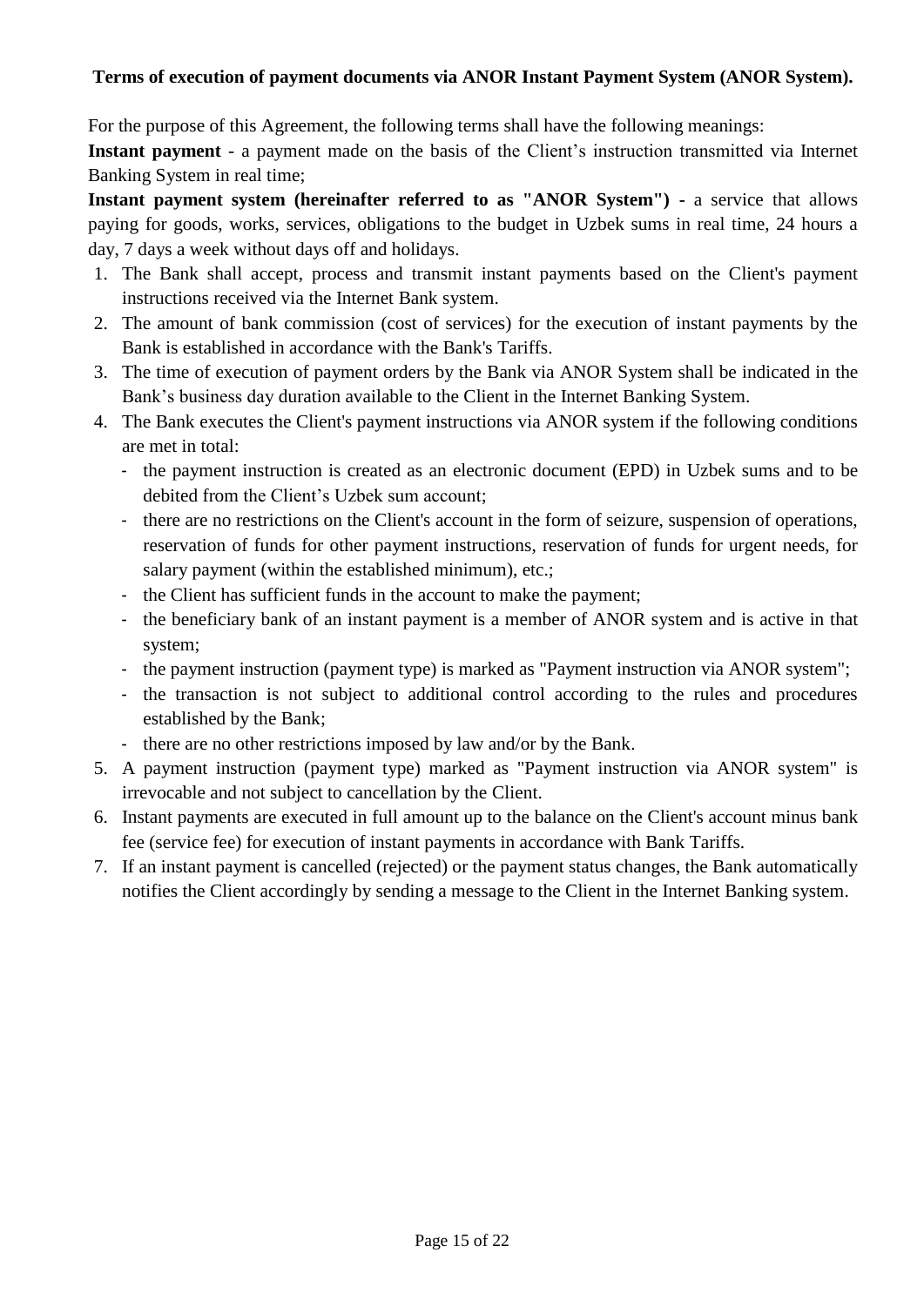**Terms of execution of payment documents via ANOR Instant Payment System (ANOR System).**

For the purpose of this Agreement, the following terms shall have the following meanings:

**Instant payment** - a payment made on the basis of the Client's instruction transmitted via Internet Banking System in real time;

**Instant payment system (hereinafter referred to as "ANOR System")** - a service that allows paying for goods, works, services, obligations to the budget in Uzbek sums in real time, 24 hours a day, 7 days a week without days off and holidays.

1. The Bank shall accept, process and transmit instant payments based on the Client's payment instructions received via the Internet Bank system.
2. The amount of bank commission (cost of services) for the execution of instant payments by the Bank is established in accordance with the Bank's Tariffs.
3. The time of execution of payment orders by the Bank via ANOR System shall be indicated in the Bank's business day duration available to the Client in the Internet Banking System.
4. The Bank executes the Client's payment instructions via ANOR system if the following conditions are met in total:
   - the payment instruction is created as an electronic document (EPD) in Uzbek sums and to be debited from the Client's Uzbek sum account;
   - there are no restrictions on the Client's account in the form of seizure, suspension of operations, reservation of funds for other payment instructions, reservation of funds for urgent needs, for salary payment (within the established minimum), etc.;
   - the Client has sufficient funds in the account to make the payment;
   - the beneficiary bank of an instant payment is a member of ANOR system and is active in that system;
   - the payment instruction (payment type) is marked as "Payment instruction via ANOR system";
   - the transaction is not subject to additional control according to the rules and procedures established by the Bank;
   - there are no other restrictions imposed by law and/or by the Bank.
5. A payment instruction (payment type) marked as "Payment instruction via ANOR system" is irrevocable and not subject to cancellation by the Client.
6. Instant payments are executed in full amount up to the balance on the Client's account minus bank fee (service fee) for execution of instant payments in accordance with Bank Tariffs.
7. If an instant payment is cancelled (rejected) or the payment status changes, the Bank automatically notifies the Client accordingly by sending a message to the Client in the Internet Banking system.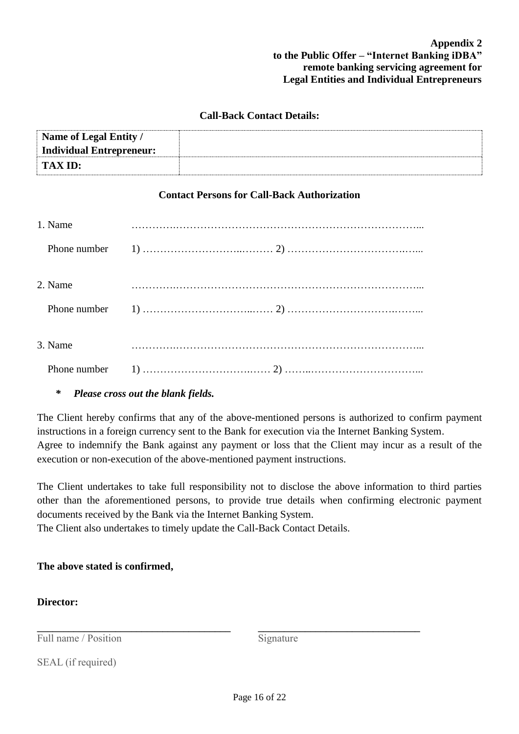**Appendix 2**
**to the Public Offer – "Internet Banking iDBA"**
**remote banking servicing agreement for**
**Legal Entities and Individual Entrepreneurs**

**Call-Back Contact Details:**

| **Name of Legal Entity / Individual Entrepreneur:** | |
|---|---|
| **TAX ID:** | |

**Contact Persons for Call-Back Authorization**

1. Name ……………………………………………………………………………...

   Phone number 1) ………………………..……… 2) …………………………….…..

2. Name ……………………………………………………………………………...

   Phone number 1) …………………………..…… 2) ……………………………….…...

3. Name ……………………………………………………………………………...

   Phone number 1) …………………………….…… 2) ……..…………………………...

\* ***Please cross out the blank fields.***

The Client hereby confirms that any of the above-mentioned persons is authorized to confirm payment instructions in a foreign currency sent to the Bank for execution via the Internet Banking System.
Agree to indemnify the Bank against any payment or loss that the Client may incur as a result of the execution or non-execution of the above-mentioned payment instructions.

The Client undertakes to take full responsibility not to disclose the above information to third parties other than the aforementioned persons, to provide true details when confirming electronic payment documents received by the Bank via the Internet Banking System.
The Client also undertakes to timely update the Call-Back Contact Details.

**The above stated is confirmed,**

**Director:**

\_\_\_\_\_\_\_\_\_\_\_\_\_\_\_\_\_\_\_\_\_\_\_\_\_\_\_\_\_\_\_\_\_\_ \_\_\_\_\_\_\_\_\_\_\_\_\_\_\_\_\_\_\_\_\_\_\_\_\_\_\_\_\_\_
Full name / Position Signature

SEAL (if required)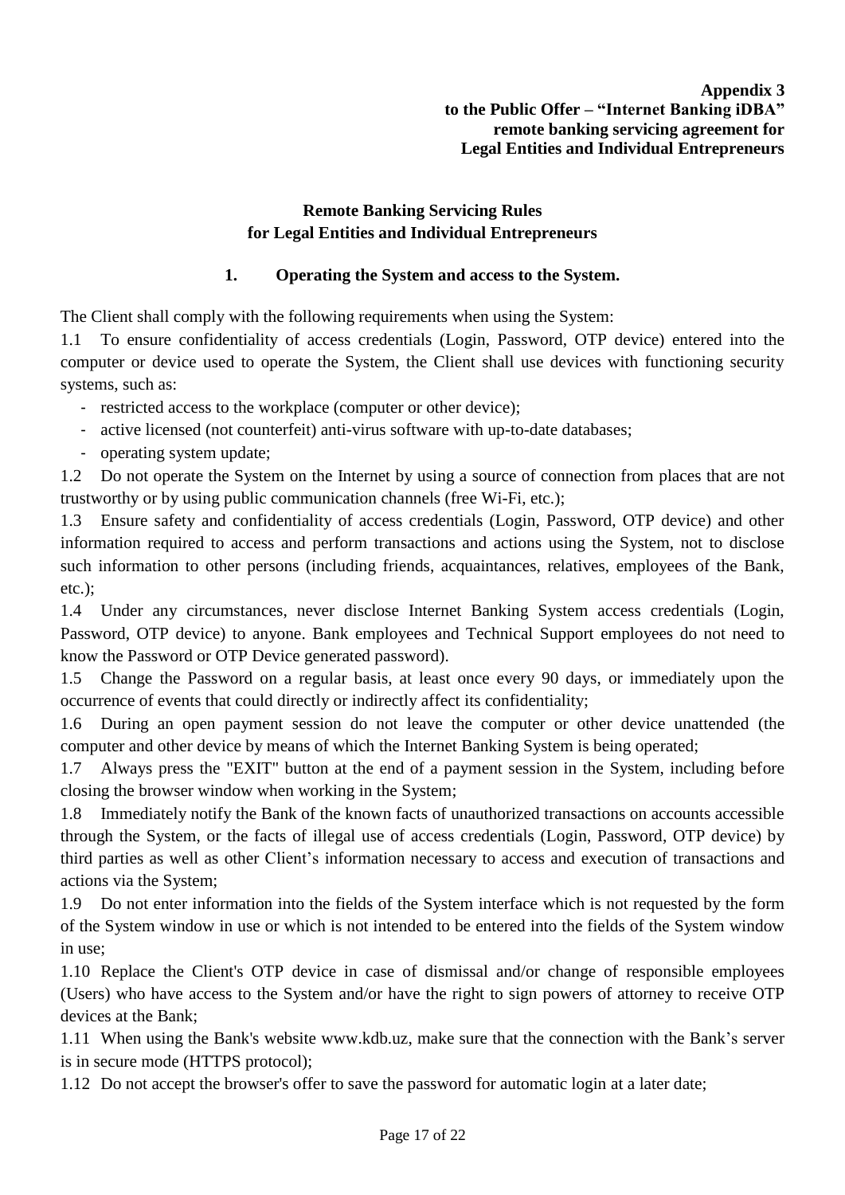**Appendix 3**
**to the Public Offer – "Internet Banking iDBA"**
**remote banking servicing agreement for**
**Legal Entities and Individual Entrepreneurs**

## Remote Banking Servicing Rules for Legal Entities and Individual Entrepreneurs

### 1. Operating the System and access to the System.

The Client shall comply with the following requirements when using the System:

1.1 To ensure confidentiality of access credentials (Login, Password, OTP device) entered into the computer or device used to operate the System, the Client shall use devices with functioning security systems, such as:

- restricted access to the workplace (computer or other device);
- active licensed (not counterfeit) anti-virus software with up-to-date databases;
- operating system update;

1.2 Do not operate the System on the Internet by using a source of connection from places that are not trustworthy or by using public communication channels (free Wi-Fi, etc.);

1.3 Ensure safety and confidentiality of access credentials (Login, Password, OTP device) and other information required to access and perform transactions and actions using the System, not to disclose such information to other persons (including friends, acquaintances, relatives, employees of the Bank, etc.);

1.4 Under any circumstances, never disclose Internet Banking System access credentials (Login, Password, OTP device) to anyone. Bank employees and Technical Support employees do not need to know the Password or OTP Device generated password).

1.5 Change the Password on a regular basis, at least once every 90 days, or immediately upon the occurrence of events that could directly or indirectly affect its confidentiality;

1.6 During an open payment session do not leave the computer or other device unattended (the computer and other device by means of which the Internet Banking System is being operated;

1.7 Always press the "EXIT" button at the end of a payment session in the System, including before closing the browser window when working in the System;

1.8 Immediately notify the Bank of the known facts of unauthorized transactions on accounts accessible through the System, or the facts of illegal use of access credentials (Login, Password, OTP device) by third parties as well as other Client's information necessary to access and execution of transactions and actions via the System;

1.9 Do not enter information into the fields of the System interface which is not requested by the form of the System window in use or which is not intended to be entered into the fields of the System window in use;

1.10 Replace the Client's OTP device in case of dismissal and/or change of responsible employees (Users) who have access to the System and/or have the right to sign powers of attorney to receive OTP devices at the Bank;

1.11 When using the Bank's website www.kdb.uz, make sure that the connection with the Bank's server is in secure mode (HTTPS protocol);

1.12 Do not accept the browser's offer to save the password for automatic login at a later date;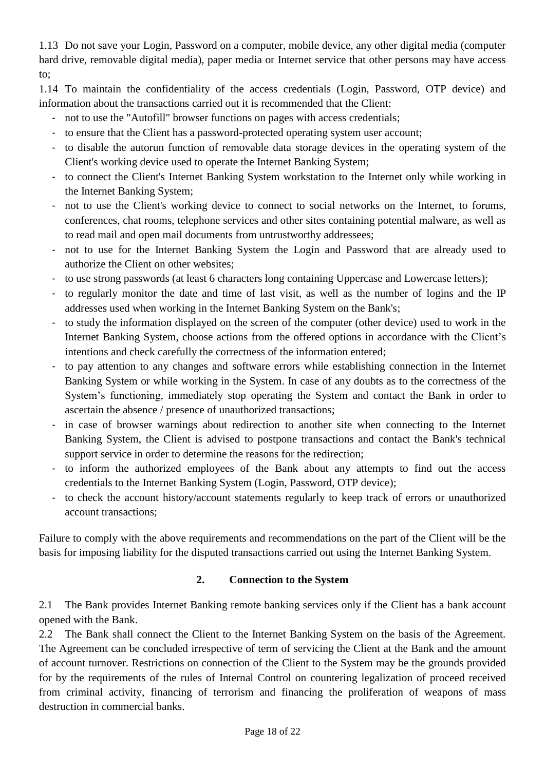1.13 Do not save your Login, Password on a computer, mobile device, any other digital media (computer hard drive, removable digital media), paper media or Internet service that other persons may have access to;

1.14 To maintain the confidentiality of the access credentials (Login, Password, OTP device) and information about the transactions carried out it is recommended that the Client:

- not to use the "Autofill" browser functions on pages with access credentials;
- to ensure that the Client has a password-protected operating system user account;
- to disable the autorun function of removable data storage devices in the operating system of the Client's working device used to operate the Internet Banking System;
- to connect the Client's Internet Banking System workstation to the Internet only while working in the Internet Banking System;
- not to use the Client's working device to connect to social networks on the Internet, to forums, conferences, chat rooms, telephone services and other sites containing potential malware, as well as to read mail and open mail documents from untrustworthy addressees;
- not to use for the Internet Banking System the Login and Password that are already used to authorize the Client on other websites;
- to use strong passwords (at least 6 characters long containing Uppercase and Lowercase letters);
- to regularly monitor the date and time of last visit, as well as the number of logins and the IP addresses used when working in the Internet Banking System on the Bank's;
- to study the information displayed on the screen of the computer (other device) used to work in the Internet Banking System, choose actions from the offered options in accordance with the Client's intentions and check carefully the correctness of the information entered;
- to pay attention to any changes and software errors while establishing connection in the Internet Banking System or while working in the System. In case of any doubts as to the correctness of the System's functioning, immediately stop operating the System and contact the Bank in order to ascertain the absence / presence of unauthorized transactions;
- in case of browser warnings about redirection to another site when connecting to the Internet Banking System, the Client is advised to postpone transactions and contact the Bank's technical support service in order to determine the reasons for the redirection;
- to inform the authorized employees of the Bank about any attempts to find out the access credentials to the Internet Banking System (Login, Password, OTP device);
- to check the account history/account statements regularly to keep track of errors or unauthorized account transactions;

Failure to comply with the above requirements and recommendations on the part of the Client will be the basis for imposing liability for the disputed transactions carried out using the Internet Banking System.

## 2. Connection to the System

2.1 The Bank provides Internet Banking remote banking services only if the Client has a bank account opened with the Bank.

2.2 The Bank shall connect the Client to the Internet Banking System on the basis of the Agreement. The Agreement can be concluded irrespective of term of servicing the Client at the Bank and the amount of account turnover. Restrictions on connection of the Client to the System may be the grounds provided for by the requirements of the rules of Internal Control on countering legalization of proceed received from criminal activity, financing of terrorism and financing the proliferation of weapons of mass destruction in commercial banks.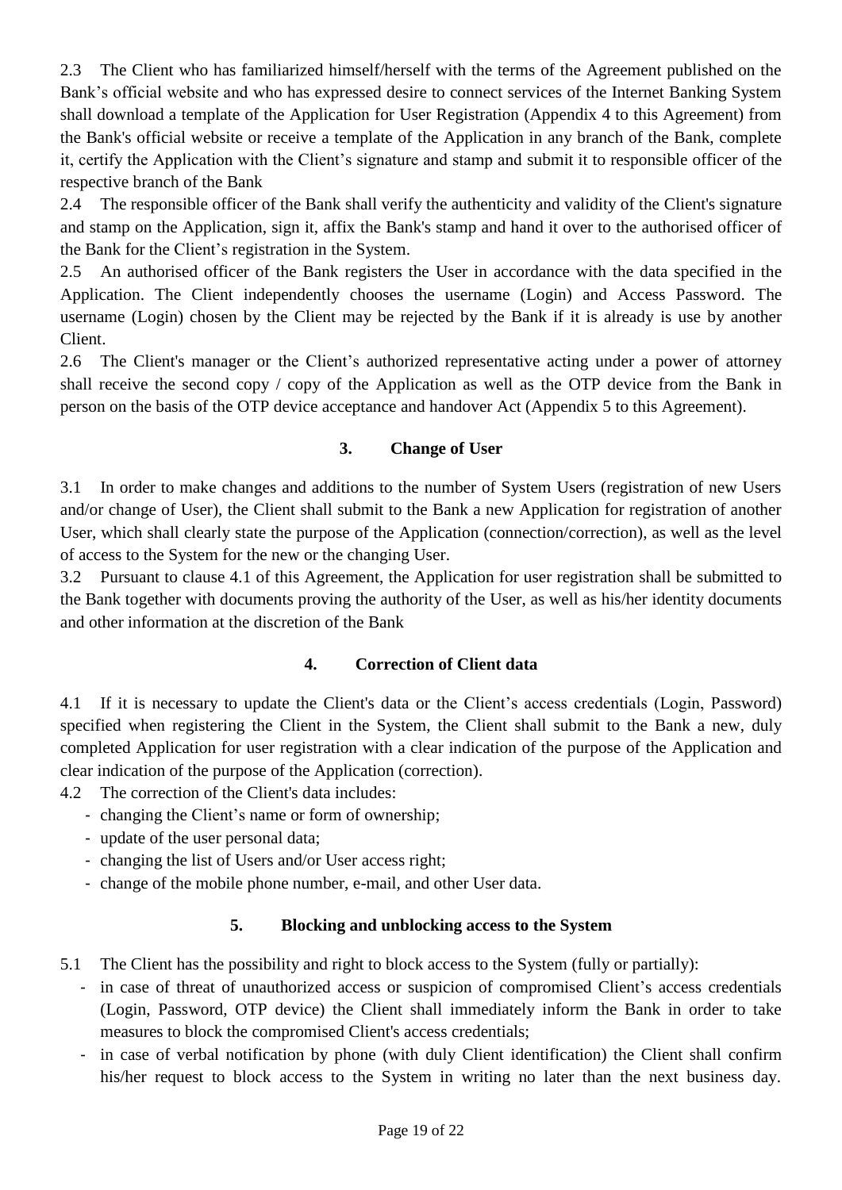2.3 The Client who has familiarized himself/herself with the terms of the Agreement published on the Bank's official website and who has expressed desire to connect services of the Internet Banking System shall download a template of the Application for User Registration (Appendix 4 to this Agreement) from the Bank's official website or receive a template of the Application in any branch of the Bank, complete it, certify the Application with the Client's signature and stamp and submit it to responsible officer of the respective branch of the Bank

2.4 The responsible officer of the Bank shall verify the authenticity and validity of the Client's signature and stamp on the Application, sign it, affix the Bank's stamp and hand it over to the authorised officer of the Bank for the Client's registration in the System.

2.5 An authorised officer of the Bank registers the User in accordance with the data specified in the Application. The Client independently chooses the username (Login) and Access Password. The username (Login) chosen by the Client may be rejected by the Bank if it is already is use by another Client.

2.6 The Client's manager or the Client's authorized representative acting under a power of attorney shall receive the second copy / copy of the Application as well as the OTP device from the Bank in person on the basis of the OTP device acceptance and handover Act (Appendix 5 to this Agreement).

## 3. Change of User

3.1 In order to make changes and additions to the number of System Users (registration of new Users and/or change of User), the Client shall submit to the Bank a new Application for registration of another User, which shall clearly state the purpose of the Application (connection/correction), as well as the level of access to the System for the new or the changing User.

3.2 Pursuant to clause 4.1 of this Agreement, the Application for user registration shall be submitted to the Bank together with documents proving the authority of the User, as well as his/her identity documents and other information at the discretion of the Bank

## 4. Correction of Client data

4.1 If it is necessary to update the Client's data or the Client's access credentials (Login, Password) specified when registering the Client in the System, the Client shall submit to the Bank a new, duly completed Application for user registration with a clear indication of the purpose of the Application and clear indication of the purpose of the Application (correction).

4.2 The correction of the Client's data includes:

- changing the Client's name or form of ownership;
- update of the user personal data;
- changing the list of Users and/or User access right;
- change of the mobile phone number, e-mail, and other User data.

## 5. Blocking and unblocking access to the System

5.1 The Client has the possibility and right to block access to the System (fully or partially):

- in case of threat of unauthorized access or suspicion of compromised Client's access credentials (Login, Password, OTP device) the Client shall immediately inform the Bank in order to take measures to block the compromised Client's access credentials;
- in case of verbal notification by phone (with duly Client identification) the Client shall confirm his/her request to block access to the System in writing no later than the next business day.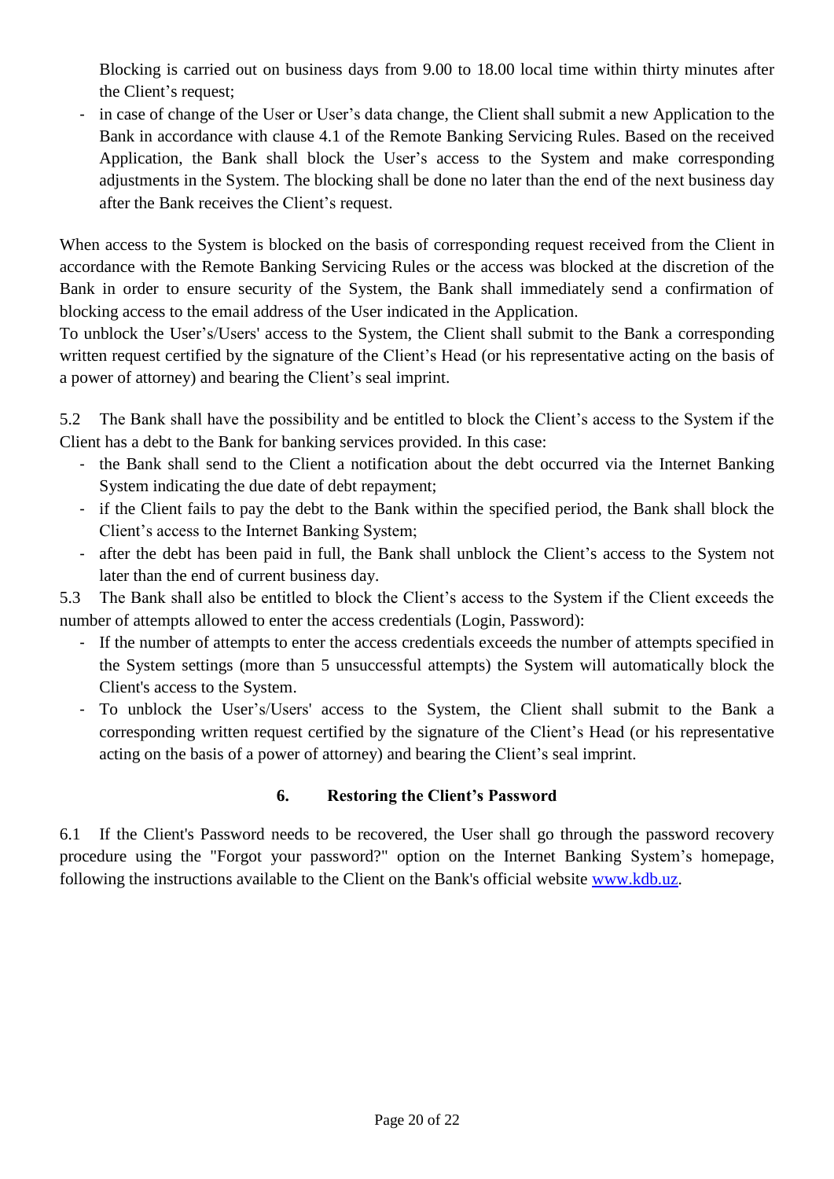Blocking is carried out on business days from 9.00 to 18.00 local time within thirty minutes after the Client's request;

- in case of change of the User or User's data change, the Client shall submit a new Application to the Bank in accordance with clause 4.1 of the Remote Banking Servicing Rules. Based on the received Application, the Bank shall block the User's access to the System and make corresponding adjustments in the System. The blocking shall be done no later than the end of the next business day after the Bank receives the Client's request.

When access to the System is blocked on the basis of corresponding request received from the Client in accordance with the Remote Banking Servicing Rules or the access was blocked at the discretion of the Bank in order to ensure security of the System, the Bank shall immediately send a confirmation of blocking access to the email address of the User indicated in the Application.
To unblock the User's/Users' access to the System, the Client shall submit to the Bank a corresponding written request certified by the signature of the Client's Head (or his representative acting on the basis of a power of attorney) and bearing the Client's seal imprint.

5.2 The Bank shall have the possibility and be entitled to block the Client's access to the System if the Client has a debt to the Bank for banking services provided. In this case:

- the Bank shall send to the Client a notification about the debt occurred via the Internet Banking System indicating the due date of debt repayment;
- if the Client fails to pay the debt to the Bank within the specified period, the Bank shall block the Client's access to the Internet Banking System;
- after the debt has been paid in full, the Bank shall unblock the Client's access to the System not later than the end of current business day.

5.3 The Bank shall also be entitled to block the Client's access to the System if the Client exceeds the number of attempts allowed to enter the access credentials (Login, Password):

- If the number of attempts to enter the access credentials exceeds the number of attempts specified in the System settings (more than 5 unsuccessful attempts) the System will automatically block the Client's access to the System.
- To unblock the User's/Users' access to the System, the Client shall submit to the Bank a corresponding written request certified by the signature of the Client's Head (or his representative acting on the basis of a power of attorney) and bearing the Client's seal imprint.

## 6. Restoring the Client's Password

6.1 If the Client's Password needs to be recovered, the User shall go through the password recovery procedure using the "Forgot your password?" option on the Internet Banking System's homepage, following the instructions available to the Client on the Bank's official website www.kdb.uz.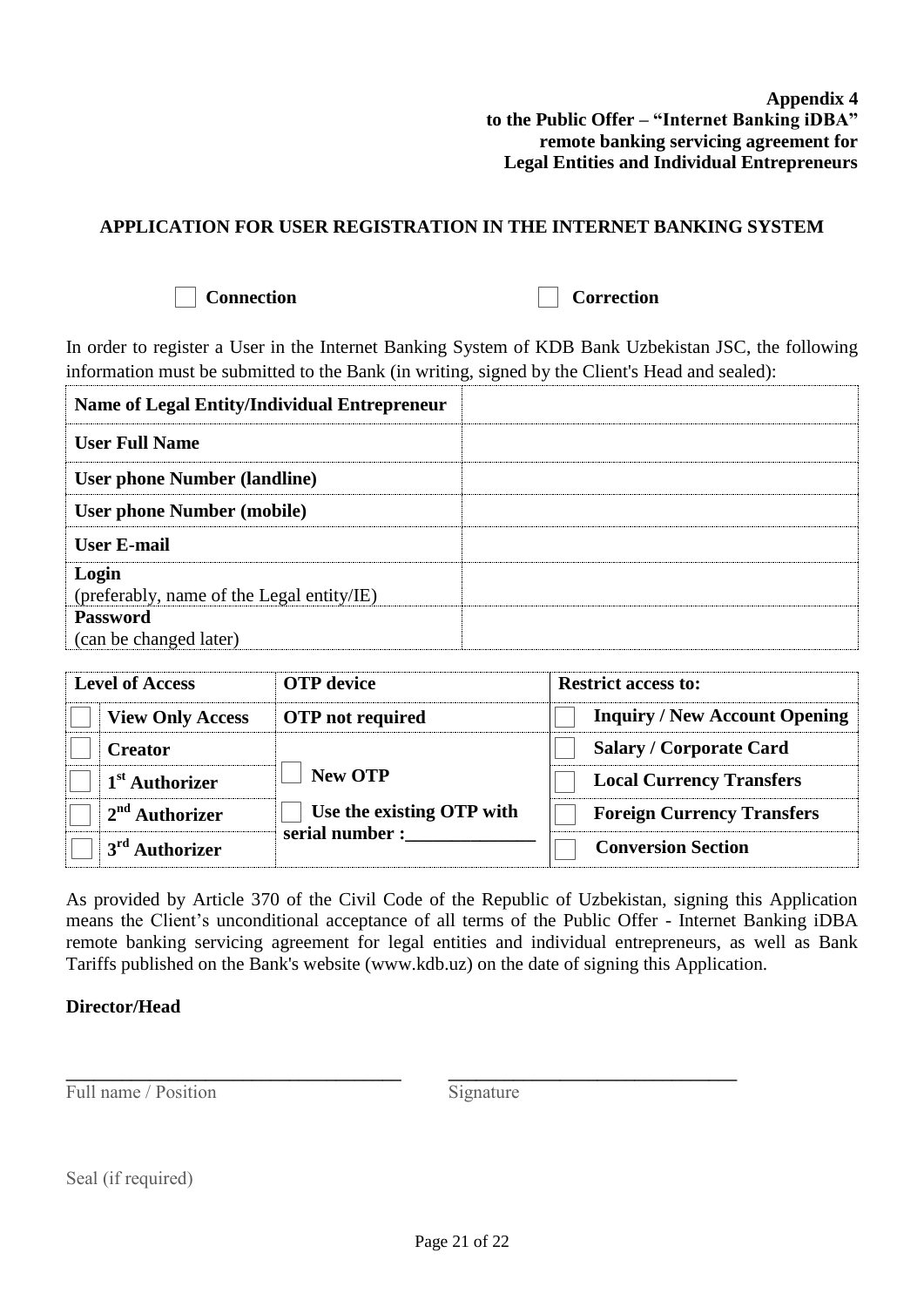**Appendix 4**
**to the Public Offer – "Internet Banking iDBA"**
**remote banking servicing agreement for**
**Legal Entities and Individual Entrepreneurs**

## APPLICATION FOR USER REGISTRATION IN THE INTERNET BANKING SYSTEM

☐ **Connection** ☐ **Correction**

In order to register a User in the Internet Banking System of KDB Bank Uzbekistan JSC, the following information must be submitted to the Bank (in writing, signed by the Client's Head and sealed):

| | |
|---|---|
| **Name of Legal Entity/Individual Entrepreneur** | |
| **User Full Name** | |
| **User phone Number (landline)** | |
| **User phone Number (mobile)** | |
| **User E-mail** | |
| **Login**<br>(preferably, name of the Legal entity/IE) | |
| **Password**<br>(can be changed later) | |

| | **Level of Access** | **OTP device** | | **Restrict access to:** |
|---|---|---|---|---|
| ☐ | **View Only Access** | **OTP not required** | ☐ | **Inquiry / New Account Opening** |
| ☐ | **Creator** | | ☐ | **Salary / Corporate Card** |
| ☐ | **1st Authorizer** | ☐ **New OTP** | ☐ | **Local Currency Transfers** |
| ☐ | **2nd Authorizer** | ☐ **Use the existing OTP with serial number :_____________** | ☐ | **Foreign Currency Transfers** |
| ☐ | **3rd Authorizer** | | ☐ | **Conversion Section** |

As provided by Article 370 of the Civil Code of the Republic of Uzbekistan, signing this Application means the Client's unconditional acceptance of all terms of the Public Offer - Internet Banking iDBA remote banking servicing agreement for legal entities and individual entrepreneurs, as well as Bank Tariffs published on the Bank's website (www.kdb.uz) on the date of signing this Application.

**Director/Head**

___________________________________ ______________________________

Full name / Position Signature

Seal (if required)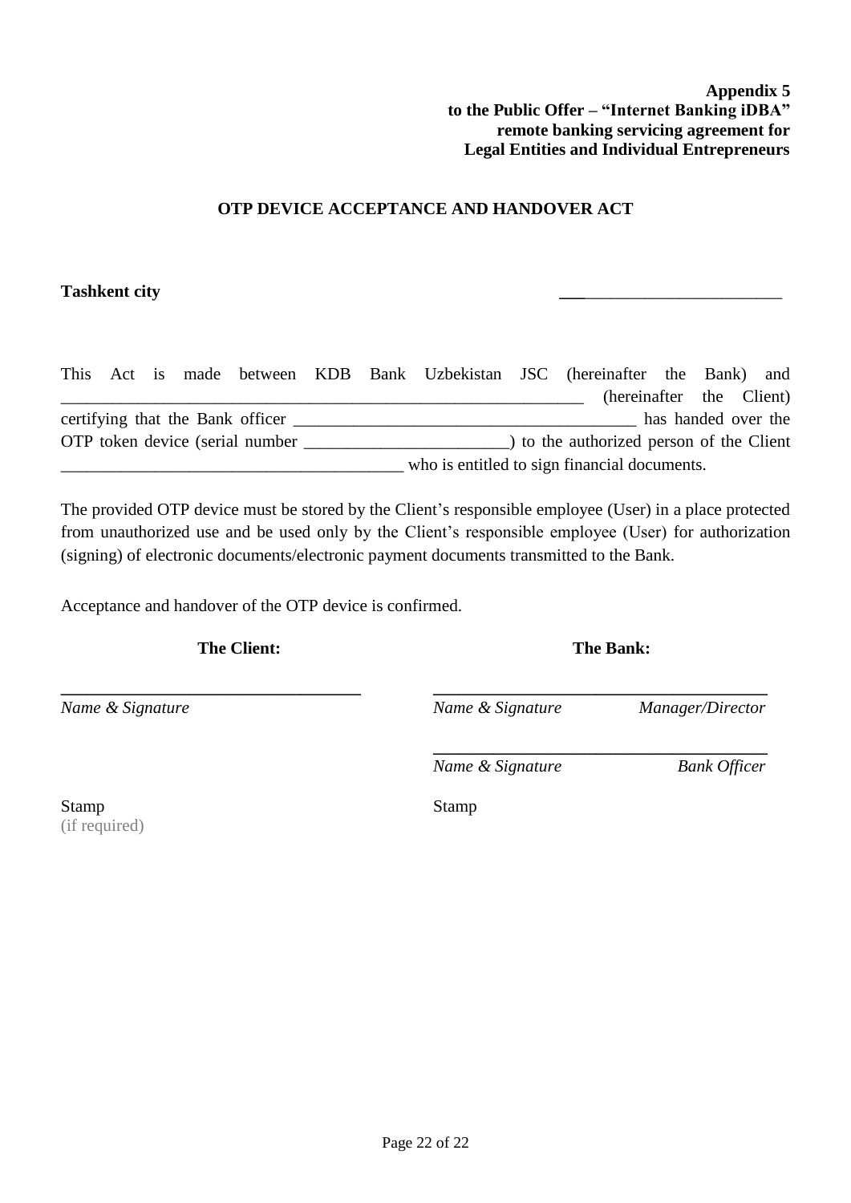**Appendix 5**
**to the Public Offer – "Internet Banking iDBA"**
**remote banking servicing agreement for**
**Legal Entities and Individual Entrepreneurs**

**OTP DEVICE ACCEPTANCE AND HANDOVER ACT**

**Tashkent city** ___________________________

This Act is made between KDB Bank Uzbekistan JSC (hereinafter the Bank) and ______________________________________________________________ (hereinafter the Client) certifying that the Bank officer ________________________________________ has handed over the OTP token device (serial number ________________________) to the authorized person of the Client ________________________________________ who is entitled to sign financial documents.

The provided OTP device must be stored by the Client's responsible employee (User) in a place protected from unauthorized use and be used only by the Client's responsible employee (User) for authorization (signing) of electronic documents/electronic payment documents transmitted to the Bank.

Acceptance and handover of the OTP device is confirmed.

**The Client:**

___________________________________
*Name & Signature*

Stamp
(if required)

**The Bank:**

___________________________________
*Name & Signature* *Manager/Director*

___________________________________
*Name & Signature* *Bank Officer*

Stamp